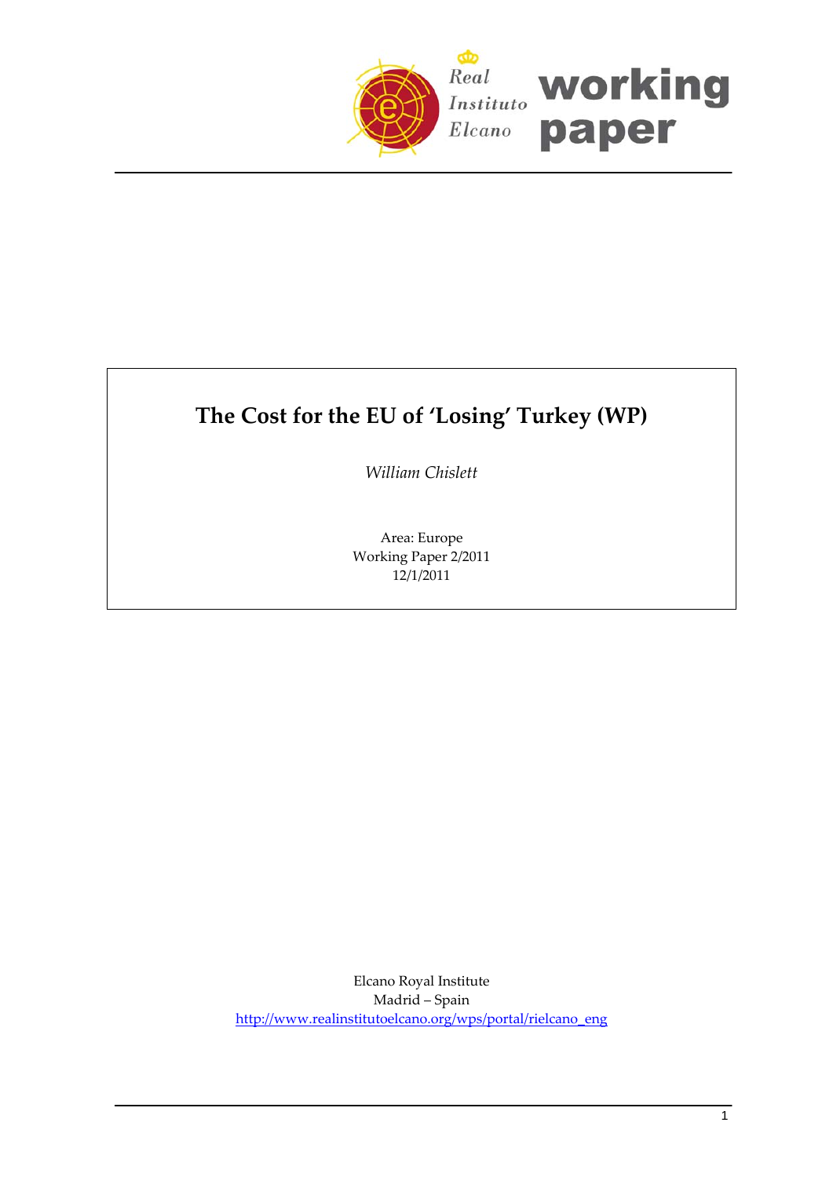Real Instituto Elcano **working paper**

# The Cost for the EU of 'Losing' Turkey (WP)

*William Chislett*

Area: Europe
Working Paper 2/2011
12/1/2011

Elcano Royal Institute
Madrid – Spain
http://www.realinstitutoelcano.org/wps/portal/rielcano_eng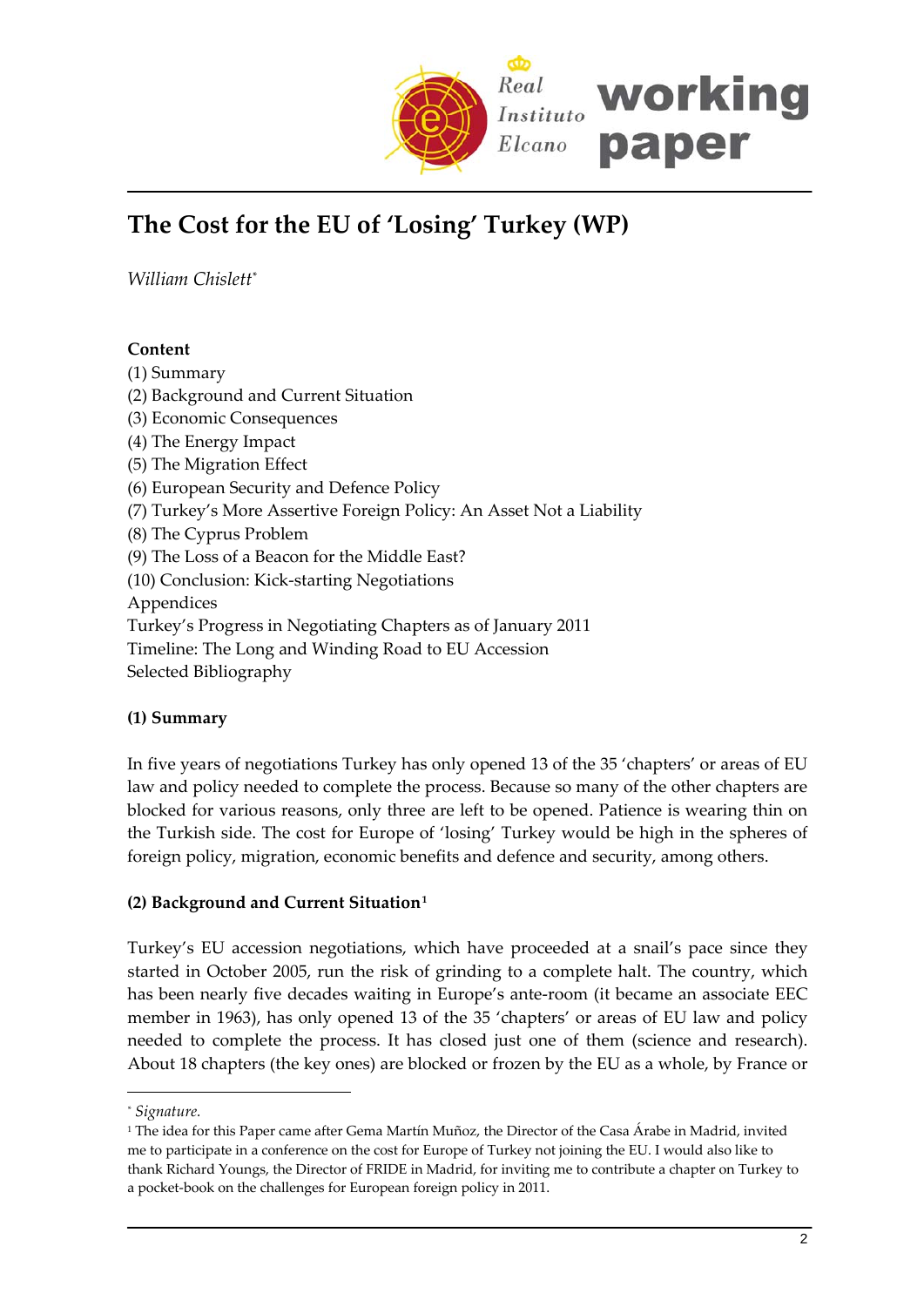# The Cost for the EU of 'Losing' Turkey (WP)

*William Chislett*[*]

**Content**

(1) Summary
(2) Background and Current Situation
(3) Economic Consequences
(4) The Energy Impact
(5) The Migration Effect
(6) European Security and Defence Policy
(7) Turkey's More Assertive Foreign Policy: An Asset Not a Liability
(8) The Cyprus Problem
(9) The Loss of a Beacon for the Middle East?
(10) Conclusion: Kick-starting Negotiations
Appendices
Turkey's Progress in Negotiating Chapters as of January 2011
Timeline: The Long and Winding Road to EU Accession
Selected Bibliography

**(1) Summary**

In five years of negotiations Turkey has only opened 13 of the 35 'chapters' or areas of EU law and policy needed to complete the process. Because so many of the other chapters are blocked for various reasons, only three are left to be opened. Patience is wearing thin on the Turkish side. The cost for Europe of 'losing' Turkey would be high in the spheres of foreign policy, migration, economic benefits and defence and security, among others.

**(2) Background and Current Situation**[1]

Turkey's EU accession negotiations, which have proceeded at a snail's pace since they started in October 2005, run the risk of grinding to a complete halt. The country, which has been nearly five decades waiting in Europe's ante-room (it became an associate EEC member in 1963), has only opened 13 of the 35 'chapters' or areas of EU law and policy needed to complete the process. It has closed just one of them (science and research). About 18 chapters (the key ones) are blocked or frozen by the EU as a whole, by France or

---

[*] *Signature.*

[1] The idea for this Paper came after Gema Martín Muñoz, the Director of the Casa Árabe in Madrid, invited me to participate in a conference on the cost for Europe of Turkey not joining the EU. I would also like to thank Richard Youngs, the Director of FRIDE in Madrid, for inviting me to contribute a chapter on Turkey to a pocket-book on the challenges for European foreign policy in 2011.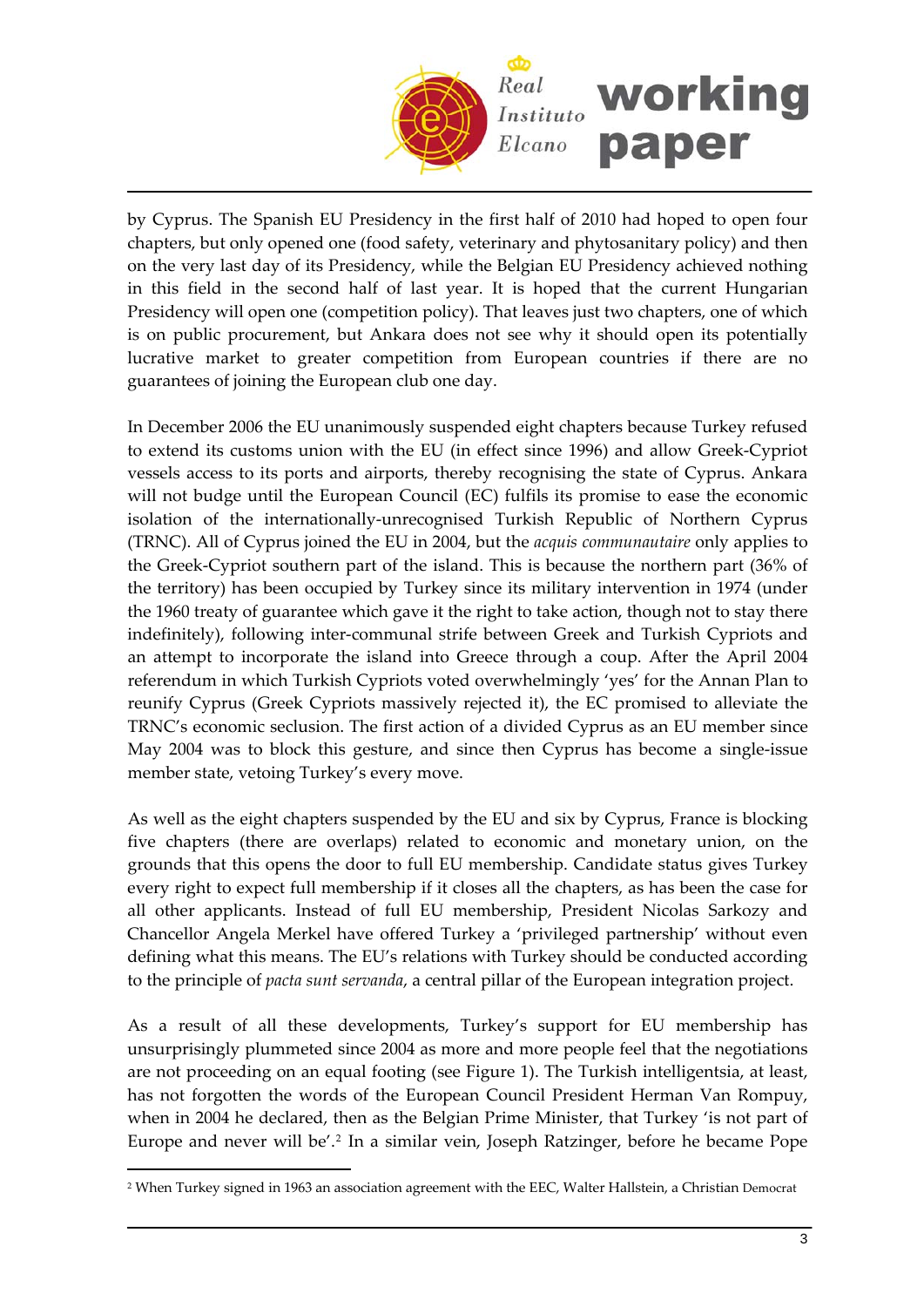by Cyprus. The Spanish EU Presidency in the first half of 2010 had hoped to open four chapters, but only opened one (food safety, veterinary and phytosanitary policy) and then on the very last day of its Presidency, while the Belgian EU Presidency achieved nothing in this field in the second half of last year. It is hoped that the current Hungarian Presidency will open one (competition policy). That leaves just two chapters, one of which is on public procurement, but Ankara does not see why it should open its potentially lucrative market to greater competition from European countries if there are no guarantees of joining the European club one day.

In December 2006 the EU unanimously suspended eight chapters because Turkey refused to extend its customs union with the EU (in effect since 1996) and allow Greek-Cypriot vessels access to its ports and airports, thereby recognising the state of Cyprus. Ankara will not budge until the European Council (EC) fulfils its promise to ease the economic isolation of the internationally-unrecognised Turkish Republic of Northern Cyprus (TRNC). All of Cyprus joined the EU in 2004, but the *acquis communautaire* only applies to the Greek-Cypriot southern part of the island. This is because the northern part (36% of the territory) has been occupied by Turkey since its military intervention in 1974 (under the 1960 treaty of guarantee which gave it the right to take action, though not to stay there indefinitely), following inter-communal strife between Greek and Turkish Cypriots and an attempt to incorporate the island into Greece through a coup. After the April 2004 referendum in which Turkish Cypriots voted overwhelmingly 'yes' for the Annan Plan to reunify Cyprus (Greek Cypriots massively rejected it), the EC promised to alleviate the TRNC's economic seclusion. The first action of a divided Cyprus as an EU member since May 2004 was to block this gesture, and since then Cyprus has become a single-issue member state, vetoing Turkey's every move.

As well as the eight chapters suspended by the EU and six by Cyprus, France is blocking five chapters (there are overlaps) related to economic and monetary union, on the grounds that this opens the door to full EU membership. Candidate status gives Turkey every right to expect full membership if it closes all the chapters, as has been the case for all other applicants. Instead of full EU membership, President Nicolas Sarkozy and Chancellor Angela Merkel have offered Turkey a 'privileged partnership' without even defining what this means. The EU's relations with Turkey should be conducted according to the principle of *pacta sunt servanda*, a central pillar of the European integration project.

As a result of all these developments, Turkey's support for EU membership has unsurprisingly plummeted since 2004 as more and more people feel that the negotiations are not proceeding on an equal footing (see Figure 1). The Turkish intelligentsia, at least, has not forgotten the words of the European Council President Herman Van Rompuy, when in 2004 he declared, then as the Belgian Prime Minister, that Turkey 'is not part of Europe and never will be'.[2] In a similar vein, Joseph Ratzinger, before he became Pope

[2] When Turkey signed in 1963 an association agreement with the EEC, Walter Hallstein, a Christian Democrat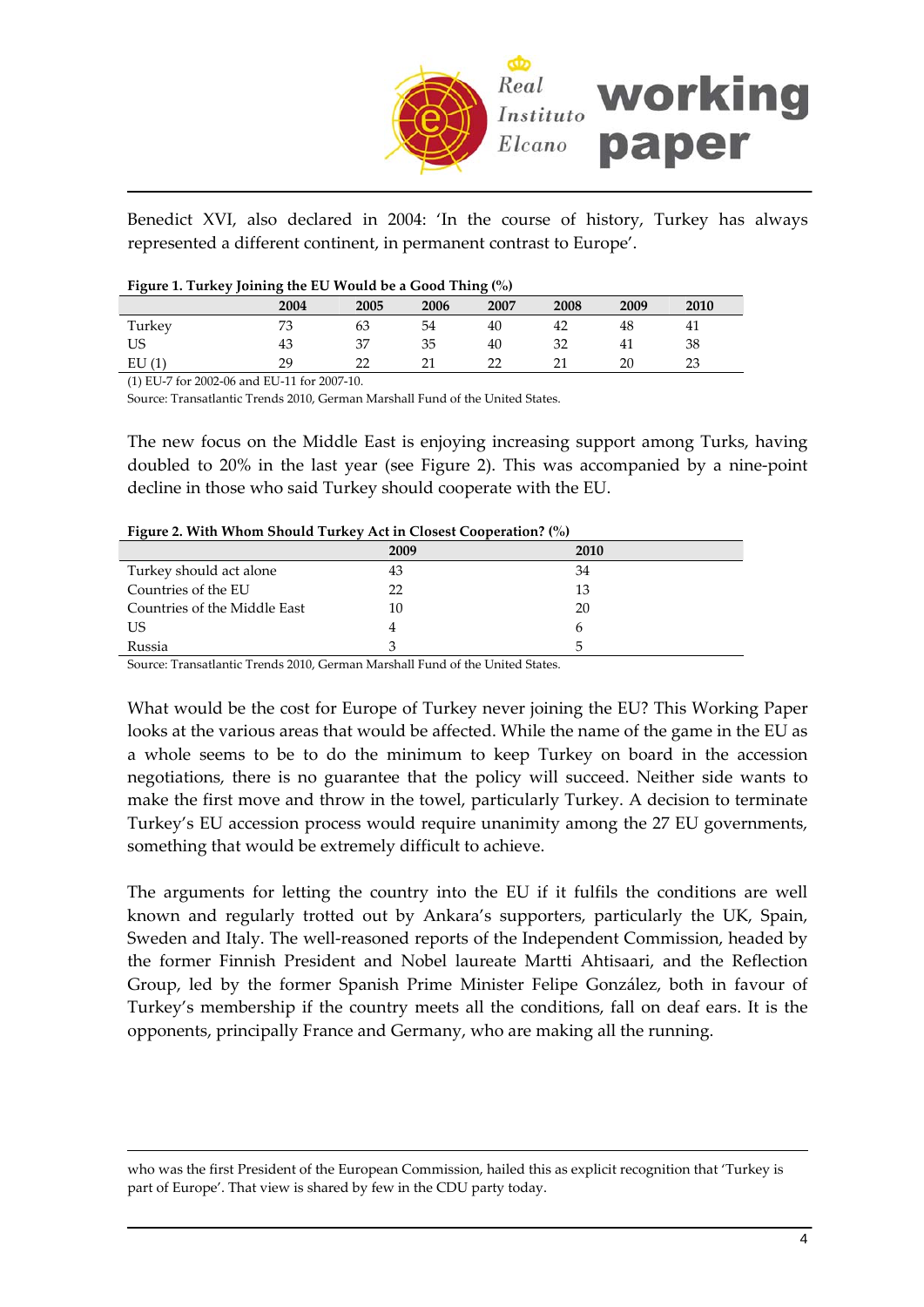Benedict XVI, also declared in 2004: 'In the course of history, Turkey has always represented a different continent, in permanent contrast to Europe'.

**Figure 1. Turkey Joining the EU Would be a Good Thing (%)**

| | 2004 | 2005 | 2006 | 2007 | 2008 | 2009 | 2010 |
|---|---|---|---|---|---|---|---|
| Turkey | 73 | 63 | 54 | 40 | 42 | 48 | 41 |
| US | 43 | 37 | 35 | 40 | 32 | 41 | 38 |
| EU (1) | 29 | 22 | 21 | 22 | 21 | 20 | 23 |

(1) EU-7 for 2002-06 and EU-11 for 2007-10.

Source: Transatlantic Trends 2010, German Marshall Fund of the United States.

The new focus on the Middle East is enjoying increasing support among Turks, having doubled to 20% in the last year (see Figure 2). This was accompanied by a nine-point decline in those who said Turkey should cooperate with the EU.

**Figure 2. With Whom Should Turkey Act in Closest Cooperation? (%)**

| | 2009 | 2010 |
|---|---|---|
| Turkey should act alone | 43 | 34 |
| Countries of the EU | 22 | 13 |
| Countries of the Middle East | 10 | 20 |
| US | 4 | 6 |
| Russia | 3 | 5 |

Source: Transatlantic Trends 2010, German Marshall Fund of the United States.

What would be the cost for Europe of Turkey never joining the EU? This Working Paper looks at the various areas that would be affected. While the name of the game in the EU as a whole seems to be to do the minimum to keep Turkey on board in the accession negotiations, there is no guarantee that the policy will succeed. Neither side wants to make the first move and throw in the towel, particularly Turkey. A decision to terminate Turkey's EU accession process would require unanimity among the 27 EU governments, something that would be extremely difficult to achieve.

The arguments for letting the country into the EU if it fulfils the conditions are well known and regularly trotted out by Ankara's supporters, particularly the UK, Spain, Sweden and Italy. The well-reasoned reports of the Independent Commission, headed by the former Finnish President and Nobel laureate Martti Ahtisaari, and the Reflection Group, led by the former Spanish Prime Minister Felipe González, both in favour of Turkey's membership if the country meets all the conditions, fall on deaf ears. It is the opponents, principally France and Germany, who are making all the running.

---

who was the first President of the European Commission, hailed this as explicit recognition that 'Turkey is part of Europe'. That view is shared by few in the CDU party today.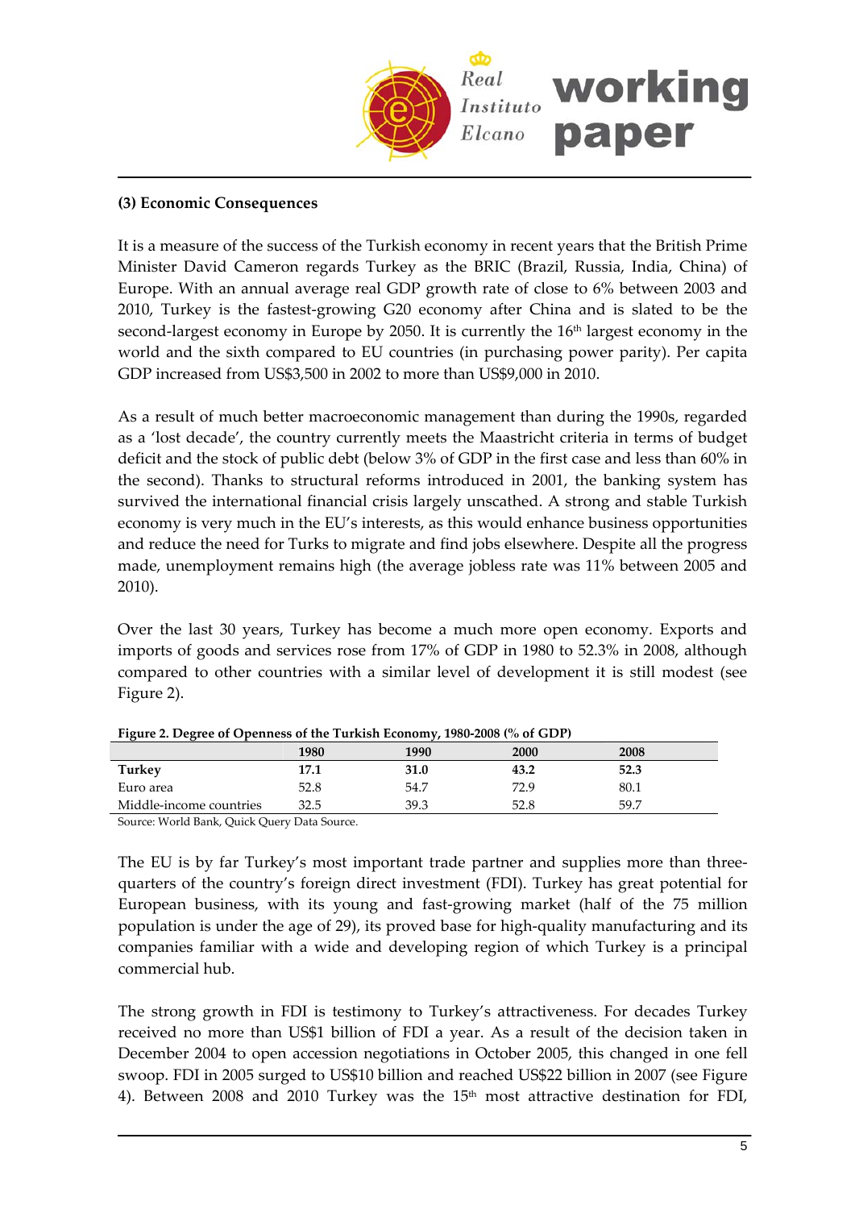### (3) Economic Consequences

It is a measure of the success of the Turkish economy in recent years that the British Prime Minister David Cameron regards Turkey as the BRIC (Brazil, Russia, India, China) of Europe. With an annual average real GDP growth rate of close to 6% between 2003 and 2010, Turkey is the fastest-growing G20 economy after China and is slated to be the second-largest economy in Europe by 2050. It is currently the 16th largest economy in the world and the sixth compared to EU countries (in purchasing power parity). Per capita GDP increased from US$3,500 in 2002 to more than US$9,000 in 2010.

As a result of much better macroeconomic management than during the 1990s, regarded as a 'lost decade', the country currently meets the Maastricht criteria in terms of budget deficit and the stock of public debt (below 3% of GDP in the first case and less than 60% in the second). Thanks to structural reforms introduced in 2001, the banking system has survived the international financial crisis largely unscathed. A strong and stable Turkish economy is very much in the EU's interests, as this would enhance business opportunities and reduce the need for Turks to migrate and find jobs elsewhere. Despite all the progress made, unemployment remains high (the average jobless rate was 11% between 2005 and 2010).

Over the last 30 years, Turkey has become a much more open economy. Exports and imports of goods and services rose from 17% of GDP in 1980 to 52.3% in 2008, although compared to other countries with a similar level of development it is still modest (see Figure 2).

**Figure 2. Degree of Openness of the Turkish Economy, 1980-2008 (% of GDP)**

| | 1980 | 1990 | 2000 | 2008 |
|---|---|---|---|---|
| **Turkey** | **17.1** | **31.0** | **43.2** | **52.3** |
| Euro area | 52.8 | 54.7 | 72.9 | 80.1 |
| Middle-income countries | 32.5 | 39.3 | 52.8 | 59.7 |

Source: World Bank, Quick Query Data Source.

The EU is by far Turkey's most important trade partner and supplies more than three-quarters of the country's foreign direct investment (FDI). Turkey has great potential for European business, with its young and fast-growing market (half of the 75 million population is under the age of 29), its proved base for high-quality manufacturing and its companies familiar with a wide and developing region of which Turkey is a principal commercial hub.

The strong growth in FDI is testimony to Turkey's attractiveness. For decades Turkey received no more than US$1 billion of FDI a year. As a result of the decision taken in December 2004 to open accession negotiations in October 2005, this changed in one fell swoop. FDI in 2005 surged to US$10 billion and reached US$22 billion in 2007 (see Figure 4). Between 2008 and 2010 Turkey was the 15th most attractive destination for FDI,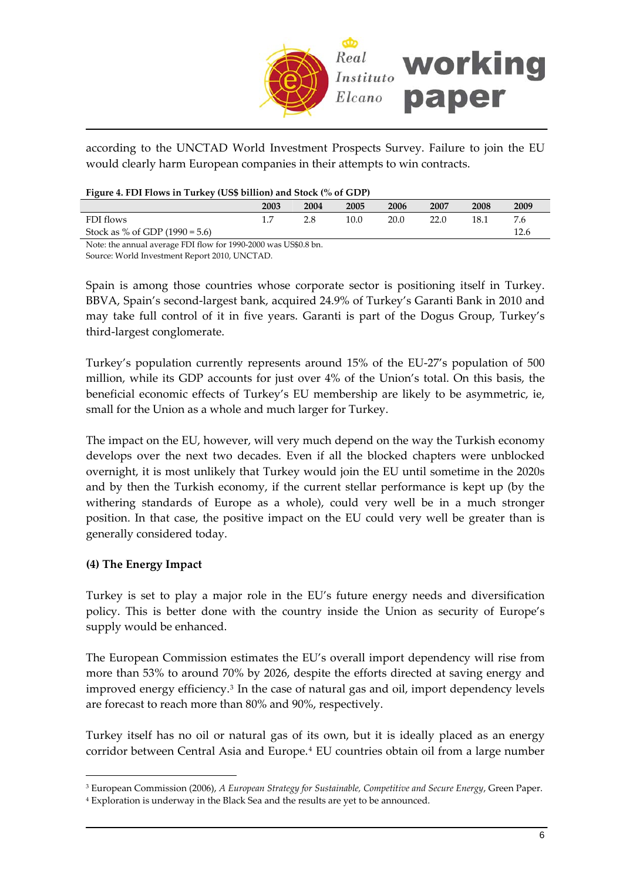according to the UNCTAD World Investment Prospects Survey. Failure to join the EU would clearly harm European companies in their attempts to win contracts.

**Figure 4. FDI Flows in Turkey (US$ billion) and Stock (% of GDP)**

| | 2003 | 2004 | 2005 | 2006 | 2007 | 2008 | 2009 |
|---|---|---|---|---|---|---|---|
| FDI flows | 1.7 | 2.8 | 10.0 | 20.0 | 22.0 | 18.1 | 7.6 |
| Stock as % of GDP (1990 = 5.6) | | | | | | | 12.6 |

Note: the annual average FDI flow for 1990-2000 was US$0.8 bn.
Source: World Investment Report 2010, UNCTAD.

Spain is among those countries whose corporate sector is positioning itself in Turkey. BBVA, Spain's second-largest bank, acquired 24.9% of Turkey's Garanti Bank in 2010 and may take full control of it in five years. Garanti is part of the Dogus Group, Turkey's third-largest conglomerate.

Turkey's population currently represents around 15% of the EU-27's population of 500 million, while its GDP accounts for just over 4% of the Union's total. On this basis, the beneficial economic effects of Turkey's EU membership are likely to be asymmetric, ie, small for the Union as a whole and much larger for Turkey.

The impact on the EU, however, will very much depend on the way the Turkish economy develops over the next two decades. Even if all the blocked chapters were unblocked overnight, it is most unlikely that Turkey would join the EU until sometime in the 2020s and by then the Turkish economy, if the current stellar performance is kept up (by the withering standards of Europe as a whole), could very well be in a much stronger position. In that case, the positive impact on the EU could very well be greater than is generally considered today.

**(4) The Energy Impact**

Turkey is set to play a major role in the EU's future energy needs and diversification policy. This is better done with the country inside the Union as security of Europe's supply would be enhanced.

The European Commission estimates the EU's overall import dependency will rise from more than 53% to around 70% by 2026, despite the efforts directed at saving energy and improved energy efficiency.[3] In the case of natural gas and oil, import dependency levels are forecast to reach more than 80% and 90%, respectively.

Turkey itself has no oil or natural gas of its own, but it is ideally placed as an energy corridor between Central Asia and Europe.[4] EU countries obtain oil from a large number

[3] European Commission (2006), *A European Strategy for Sustainable, Competitive and Secure Energy*, Green Paper.
[4] Exploration is underway in the Black Sea and the results are yet to be announced.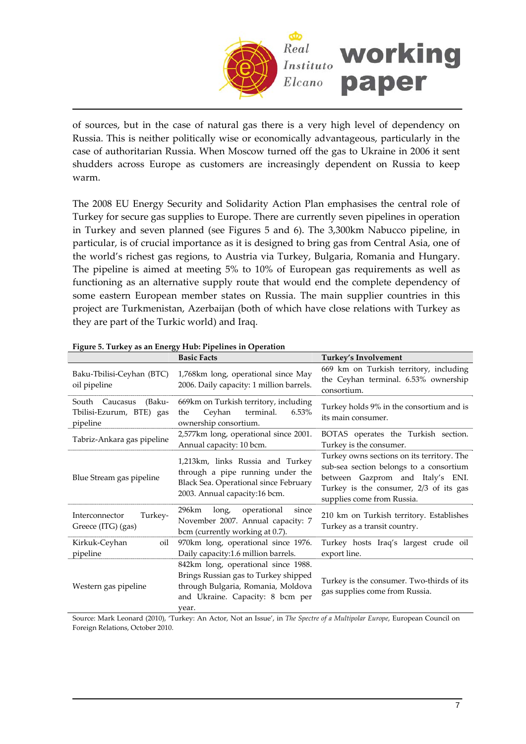of sources, but in the case of natural gas there is a very high level of dependency on Russia. This is neither politically wise or economically advantageous, particularly in the case of authoritarian Russia. When Moscow turned off the gas to Ukraine in 2006 it sent shudders across Europe as customers are increasingly dependent on Russia to keep warm.

The 2008 EU Energy Security and Solidarity Action Plan emphasises the central role of Turkey for secure gas supplies to Europe. There are currently seven pipelines in operation in Turkey and seven planned (see Figures 5 and 6). The 3,300km Nabucco pipeline, in particular, is of crucial importance as it is designed to bring gas from Central Asia, one of the world's richest gas regions, to Austria via Turkey, Bulgaria, Romania and Hungary. The pipeline is aimed at meeting 5% to 10% of European gas requirements as well as functioning as an alternative supply route that would end the complete dependency of some eastern European member states on Russia. The main supplier countries in this project are Turkmenistan, Azerbaijan (both of which have close relations with Turkey as they are part of the Turkic world) and Iraq.

**Figure 5. Turkey as an Energy Hub: Pipelines in Operation**

| | Basic Facts | Turkey's Involvement |
|---|---|---|
| Baku-Tbilisi-Ceyhan (BTC) oil pipeline | 1,768km long, operational since May 2006. Daily capacity: 1 million barrels. | 669 km on Turkish territory, including the Ceyhan terminal. 6.53% ownership consortium. |
| South Caucasus (Baku-Tbilisi-Ezurum, BTE) gas pipeline | 669km on Turkish territory, including the Ceyhan terminal. 6.53% ownership consortium. | Turkey holds 9% in the consortium and is its main consumer. |
| Tabriz-Ankara gas pipeline | 2,577km long, operational since 2001. Annual capacity: 10 bcm. | BOTAS operates the Turkish section. Turkey is the consumer. |
| Blue Stream gas pipeline | 1,213km, links Russia and Turkey through a pipe running under the Black Sea. Operational since February 2003. Annual capacity:16 bcm. | Turkey owns sections on its territory. The sub-sea section belongs to a consortium between Gazprom and Italy's ENI. Turkey is the consumer, 2/3 of its gas supplies come from Russia. |
| Interconnector Turkey-Greece (ITG) (gas) | 296km long, operational since November 2007. Annual capacity: 7 bcm (currently working at 0.7). | 210 km on Turkish territory. Establishes Turkey as a transit country. |
| Kirkuk-Ceyhan oil pipeline | 970km long, operational since 1976. Daily capacity:1.6 million barrels. | Turkey hosts Iraq's largest crude oil export line. |
| Western gas pipeline | 842km long, operational since 1988. Brings Russian gas to Turkey shipped through Bulgaria, Romania, Moldova and Ukraine. Capacity: 8 bcm per year. | Turkey is the consumer. Two-thirds of its gas supplies come from Russia. |

Source: Mark Leonard (2010), 'Turkey: An Actor, Not an Issue', in *The Spectre of a Multipolar Europe*, European Council on Foreign Relations, October 2010.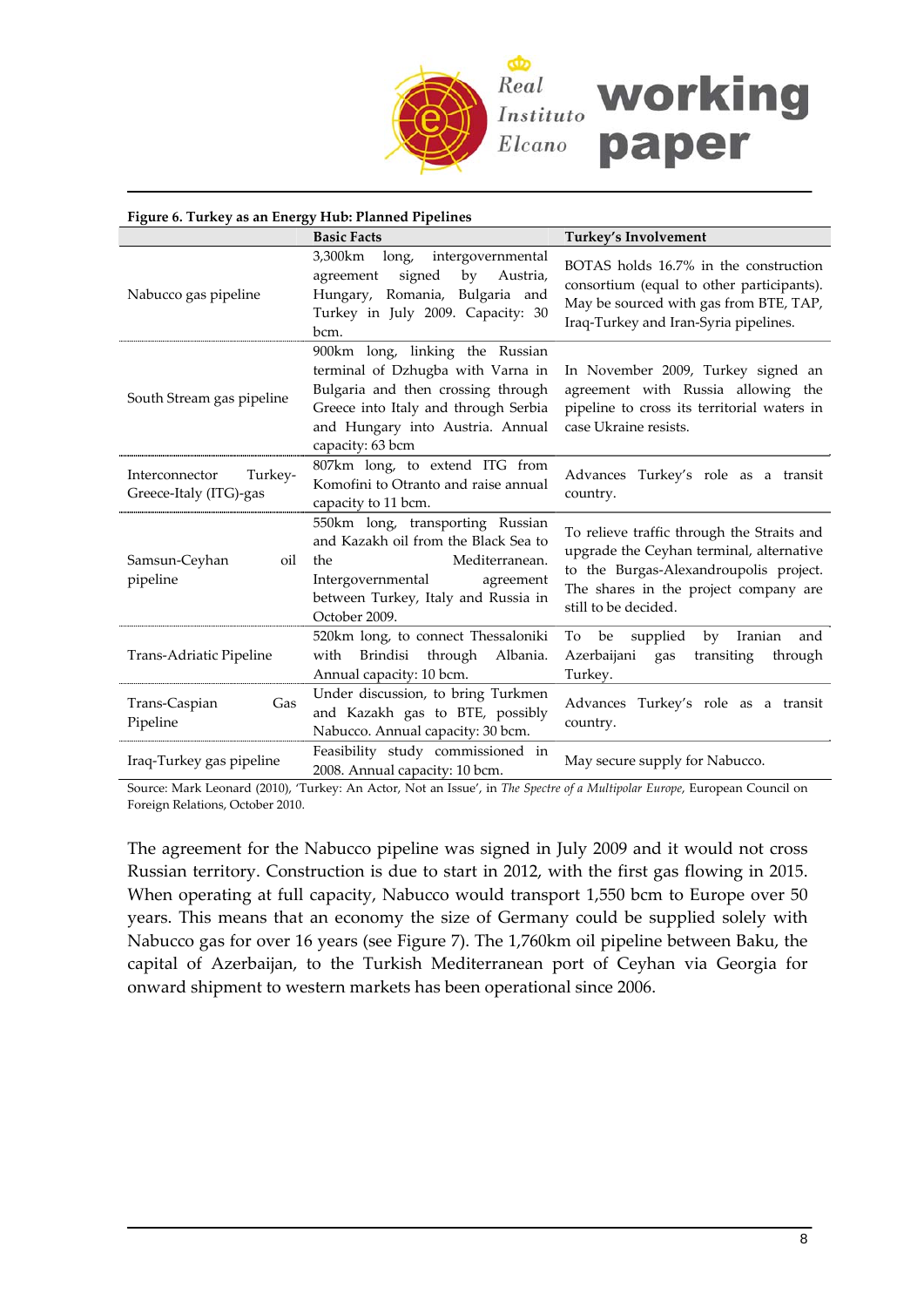**Figure 6. Turkey as an Energy Hub: Planned Pipelines**

| | Basic Facts | Turkey's Involvement |
|---|---|---|
| Nabucco gas pipeline | 3,300km long, intergovernmental agreement signed by Austria, Hungary, Romania, Bulgaria and Turkey in July 2009. Capacity: 30 bcm. | BOTAS holds 16.7% in the construction consortium (equal to other participants). May be sourced with gas from BTE, TAP, Iraq-Turkey and Iran-Syria pipelines. |
| South Stream gas pipeline | 900km long, linking the Russian terminal of Dzhugba with Varna in Bulgaria and then crossing through Greece into Italy and through Serbia and Hungary into Austria. Annual capacity: 63 bcm | In November 2009, Turkey signed an agreement with Russia allowing the pipeline to cross its territorial waters in case Ukraine resists. |
| Interconnector Turkey-Greece-Italy (ITG)-gas | 807km long, to extend ITG from Komofini to Otranto and raise annual capacity to 11 bcm. | Advances Turkey's role as a transit country. |
| Samsun-Ceyhan oil pipeline | 550km long, transporting Russian and Kazakh oil from the Black Sea to the Mediterranean. Intergovernmental agreement between Turkey, Italy and Russia in October 2009. | To relieve traffic through the Straits and upgrade the Ceyhan terminal, alternative to the Burgas-Alexandroupolis project. The shares in the project company are still to be decided. |
| Trans-Adriatic Pipeline | 520km long, to connect Thessaloniki with Brindisi through Albania. Annual capacity: 10 bcm. | To be supplied by Iranian and Azerbaijani gas transiting through Turkey. |
| Trans-Caspian Gas Pipeline | Under discussion, to bring Turkmen and Kazakh gas to BTE, possibly Nabucco. Annual capacity: 30 bcm. | Advances Turkey's role as a transit country. |
| Iraq-Turkey gas pipeline | Feasibility study commissioned in 2008. Annual capacity: 10 bcm. | May secure supply for Nabucco. |

Source: Mark Leonard (2010), 'Turkey: An Actor, Not an Issue', in *The Spectre of a Multipolar Europe*, European Council on Foreign Relations, October 2010.

The agreement for the Nabucco pipeline was signed in July 2009 and it would not cross Russian territory. Construction is due to start in 2012, with the first gas flowing in 2015. When operating at full capacity, Nabucco would transport 1,550 bcm to Europe over 50 years. This means that an economy the size of Germany could be supplied solely with Nabucco gas for over 16 years (see Figure 7). The 1,760km oil pipeline between Baku, the capital of Azerbaijan, to the Turkish Mediterranean port of Ceyhan via Georgia for onward shipment to western markets has been operational since 2006.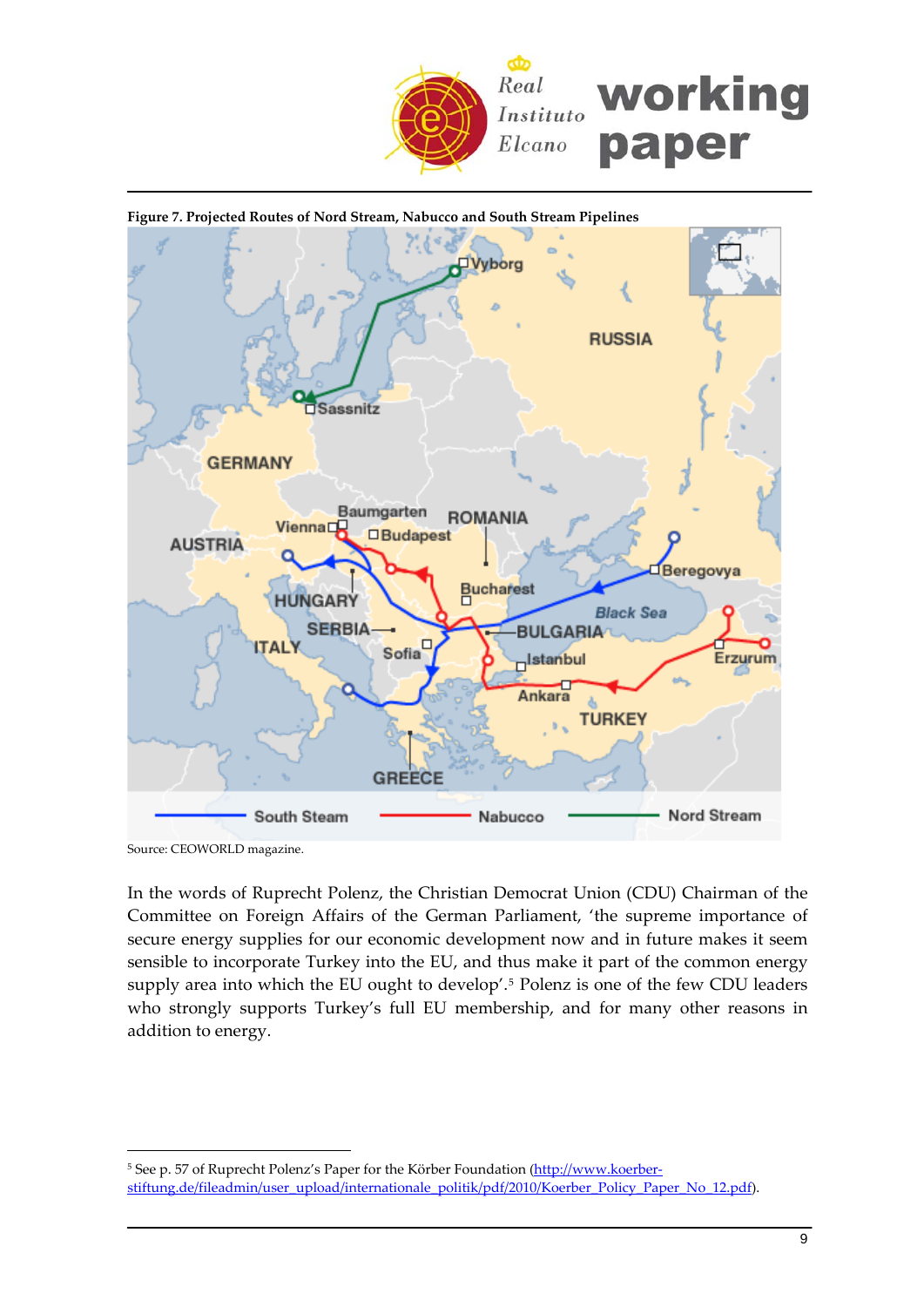**Figure 7. Projected Routes of Nord Stream, Nabucco and South Stream Pipelines**

Source: CEOWORLD magazine.

In the words of Ruprecht Polenz, the Christian Democrat Union (CDU) Chairman of the Committee on Foreign Affairs of the German Parliament, 'the supreme importance of secure energy supplies for our economic development now and in future makes it seem sensible to incorporate Turkey into the EU, and thus make it part of the common energy supply area into which the EU ought to develop'.[5] Polenz is one of the few CDU leaders who strongly supports Turkey's full EU membership, and for many other reasons in addition to energy.

---

[5] See p. 57 of Ruprecht Polenz's Paper for the Körber Foundation (http://www.koerber-stiftung.de/fileadmin/user_upload/internationale_politik/pdf/2010/Koerber_Policy_Paper_No_12.pdf).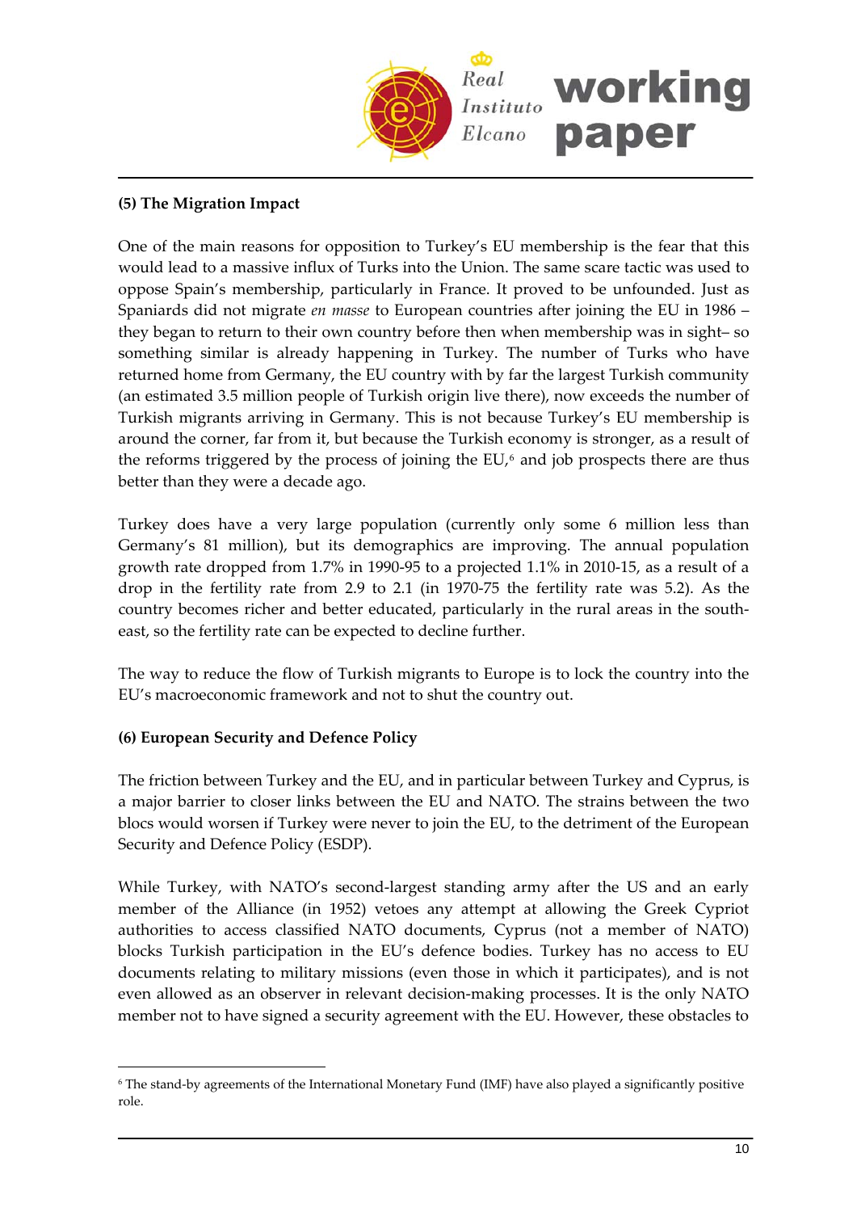**(5) The Migration Impact**

One of the main reasons for opposition to Turkey's EU membership is the fear that this would lead to a massive influx of Turks into the Union. The same scare tactic was used to oppose Spain's membership, particularly in France. It proved to be unfounded. Just as Spaniards did not migrate *en masse* to European countries after joining the EU in 1986 – they began to return to their own country before then when membership was in sight– so something similar is already happening in Turkey. The number of Turks who have returned home from Germany, the EU country with by far the largest Turkish community (an estimated 3.5 million people of Turkish origin live there), now exceeds the number of Turkish migrants arriving in Germany. This is not because Turkey's EU membership is around the corner, far from it, but because the Turkish economy is stronger, as a result of the reforms triggered by the process of joining the EU,[6] and job prospects there are thus better than they were a decade ago.

Turkey does have a very large population (currently only some 6 million less than Germany's 81 million), but its demographics are improving. The annual population growth rate dropped from 1.7% in 1990-95 to a projected 1.1% in 2010-15, as a result of a drop in the fertility rate from 2.9 to 2.1 (in 1970-75 the fertility rate was 5.2). As the country becomes richer and better educated, particularly in the rural areas in the south-east, so the fertility rate can be expected to decline further.

The way to reduce the flow of Turkish migrants to Europe is to lock the country into the EU's macroeconomic framework and not to shut the country out.

**(6) European Security and Defence Policy**

The friction between Turkey and the EU, and in particular between Turkey and Cyprus, is a major barrier to closer links between the EU and NATO. The strains between the two blocs would worsen if Turkey were never to join the EU, to the detriment of the European Security and Defence Policy (ESDP).

While Turkey, with NATO's second-largest standing army after the US and an early member of the Alliance (in 1952) vetoes any attempt at allowing the Greek Cypriot authorities to access classified NATO documents, Cyprus (not a member of NATO) blocks Turkish participation in the EU's defence bodies. Turkey has no access to EU documents relating to military missions (even those in which it participates), and is not even allowed as an observer in relevant decision-making processes. It is the only NATO member not to have signed a security agreement with the EU. However, these obstacles to

[6] The stand-by agreements of the International Monetary Fund (IMF) have also played a significantly positive role.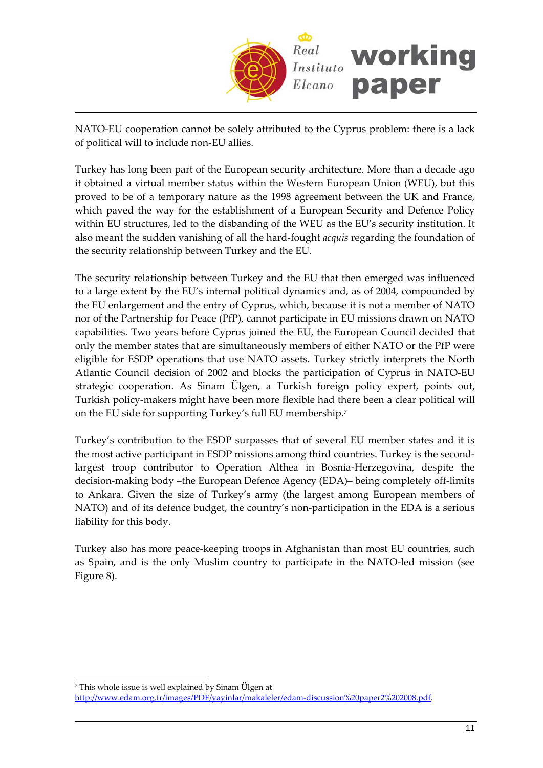NATO-EU cooperation cannot be solely attributed to the Cyprus problem: there is a lack of political will to include non-EU allies.

Turkey has long been part of the European security architecture. More than a decade ago it obtained a virtual member status within the Western European Union (WEU), but this proved to be of a temporary nature as the 1998 agreement between the UK and France, which paved the way for the establishment of a European Security and Defence Policy within EU structures, led to the disbanding of the WEU as the EU's security institution. It also meant the sudden vanishing of all the hard-fought *acquis* regarding the foundation of the security relationship between Turkey and the EU.

The security relationship between Turkey and the EU that then emerged was influenced to a large extent by the EU's internal political dynamics and, as of 2004, compounded by the EU enlargement and the entry of Cyprus, which, because it is not a member of NATO nor of the Partnership for Peace (PfP), cannot participate in EU missions drawn on NATO capabilities. Two years before Cyprus joined the EU, the European Council decided that only the member states that are simultaneously members of either NATO or the PfP were eligible for ESDP operations that use NATO assets. Turkey strictly interprets the North Atlantic Council decision of 2002 and blocks the participation of Cyprus in NATO-EU strategic cooperation. As Sinam Ülgen, a Turkish foreign policy expert, points out, Turkish policy-makers might have been more flexible had there been a clear political will on the EU side for supporting Turkey's full EU membership.[7]

Turkey's contribution to the ESDP surpasses that of several EU member states and it is the most active participant in ESDP missions among third countries. Turkey is the second-largest troop contributor to Operation Althea in Bosnia-Herzegovina, despite the decision-making body –the European Defence Agency (EDA)– being completely off-limits to Ankara. Given the size of Turkey's army (the largest among European members of NATO) and of its defence budget, the country's non-participation in the EDA is a serious liability for this body.

Turkey also has more peace-keeping troops in Afghanistan than most EU countries, such as Spain, and is the only Muslim country to participate in the NATO-led mission (see Figure 8).

---

[7] This whole issue is well explained by Sinam Ülgen at http://www.edam.org.tr/images/PDF/yayinlar/makaleler/edam-discussion%20paper2%202008.pdf.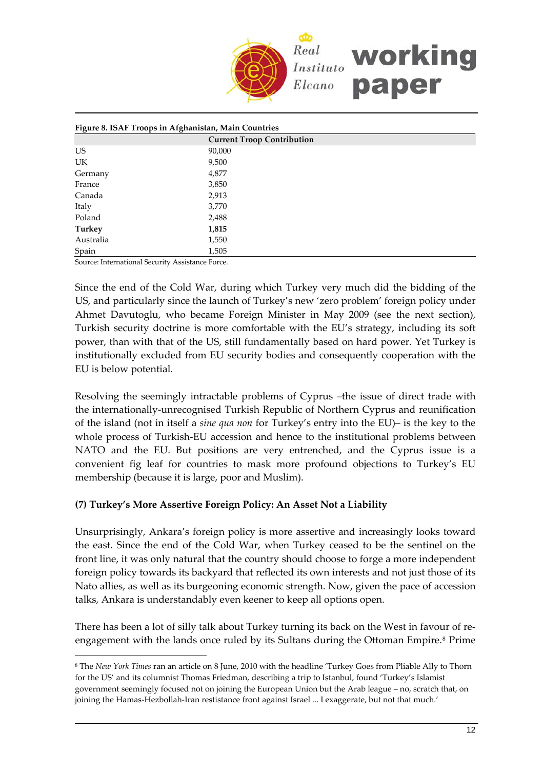**Figure 8. ISAF Troops in Afghanistan, Main Countries**

| | Current Troop Contribution |
|---|---|
| US | 90,000 |
| UK | 9,500 |
| Germany | 4,877 |
| France | 3,850 |
| Canada | 2,913 |
| Italy | 3,770 |
| Poland | 2,488 |
| **Turkey** | **1,815** |
| Australia | 1,550 |
| Spain | 1,505 |

Source: International Security Assistance Force.

Since the end of the Cold War, during which Turkey very much did the bidding of the US, and particularly since the launch of Turkey's new 'zero problem' foreign policy under Ahmet Davutoglu, who became Foreign Minister in May 2009 (see the next section), Turkish security doctrine is more comfortable with the EU's strategy, including its soft power, than with that of the US, still fundamentally based on hard power. Yet Turkey is institutionally excluded from EU security bodies and consequently cooperation with the EU is below potential.

Resolving the seemingly intractable problems of Cyprus –the issue of direct trade with the internationally-unrecognised Turkish Republic of Northern Cyprus and reunification of the island (not in itself a *sine qua non* for Turkey's entry into the EU)– is the key to the whole process of Turkish-EU accession and hence to the institutional problems between NATO and the EU. But positions are very entrenched, and the Cyprus issue is a convenient fig leaf for countries to mask more profound objections to Turkey's EU membership (because it is large, poor and Muslim).

**(7) Turkey's More Assertive Foreign Policy: An Asset Not a Liability**

Unsurprisingly, Ankara's foreign policy is more assertive and increasingly looks toward the east. Since the end of the Cold War, when Turkey ceased to be the sentinel on the front line, it was only natural that the country should choose to forge a more independent foreign policy towards its backyard that reflected its own interests and not just those of its Nato allies, as well as its burgeoning economic strength. Now, given the pace of accession talks, Ankara is understandably even keener to keep all options open.

There has been a lot of silly talk about Turkey turning its back on the West in favour of re-engagement with the lands once ruled by its Sultans during the Ottoman Empire.[8] Prime

[8] The *New York Times* ran an article on 8 June, 2010 with the headline 'Turkey Goes from Pliable Ally to Thorn for the US' and its columnist Thomas Friedman, describing a trip to Istanbul, found 'Turkey's Islamist government seemingly focused not on joining the European Union but the Arab league – no, scratch that, on joining the Hamas-Hezbollah-Iran resistance front against Israel ... I exaggerate, but not that much.'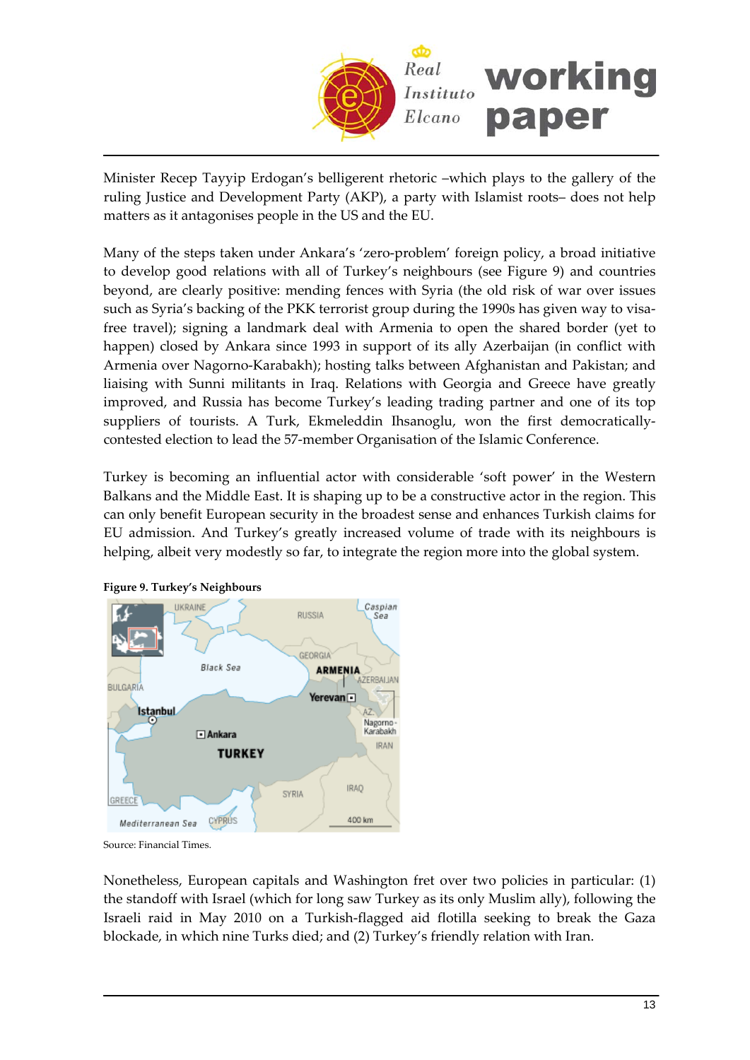Minister Recep Tayyip Erdogan's belligerent rhetoric –which plays to the gallery of the ruling Justice and Development Party (AKP), a party with Islamist roots– does not help matters as it antagonises people in the US and the EU.

Many of the steps taken under Ankara's 'zero-problem' foreign policy, a broad initiative to develop good relations with all of Turkey's neighbours (see Figure 9) and countries beyond, are clearly positive: mending fences with Syria (the old risk of war over issues such as Syria's backing of the PKK terrorist group during the 1990s has given way to visa-free travel); signing a landmark deal with Armenia to open the shared border (yet to happen) closed by Ankara since 1993 in support of its ally Azerbaijan (in conflict with Armenia over Nagorno-Karabakh); hosting talks between Afghanistan and Pakistan; and liaising with Sunni militants in Iraq. Relations with Georgia and Greece have greatly improved, and Russia has become Turkey's leading trading partner and one of its top suppliers of tourists. A Turk, Ekmeleddin Ihsanoglu, won the first democratically-contested election to lead the 57-member Organisation of the Islamic Conference.

Turkey is becoming an influential actor with considerable 'soft power' in the Western Balkans and the Middle East. It is shaping up to be a constructive actor in the region. This can only benefit European security in the broadest sense and enhances Turkish claims for EU admission. And Turkey's greatly increased volume of trade with its neighbours is helping, albeit very modestly so far, to integrate the region more into the global system.

**Figure 9. Turkey's Neighbours**

Source: Financial Times.

Nonetheless, European capitals and Washington fret over two policies in particular: (1) the standoff with Israel (which for long saw Turkey as its only Muslim ally), following the Israeli raid in May 2010 on a Turkish-flagged aid flotilla seeking to break the Gaza blockade, in which nine Turks died; and (2) Turkey's friendly relation with Iran.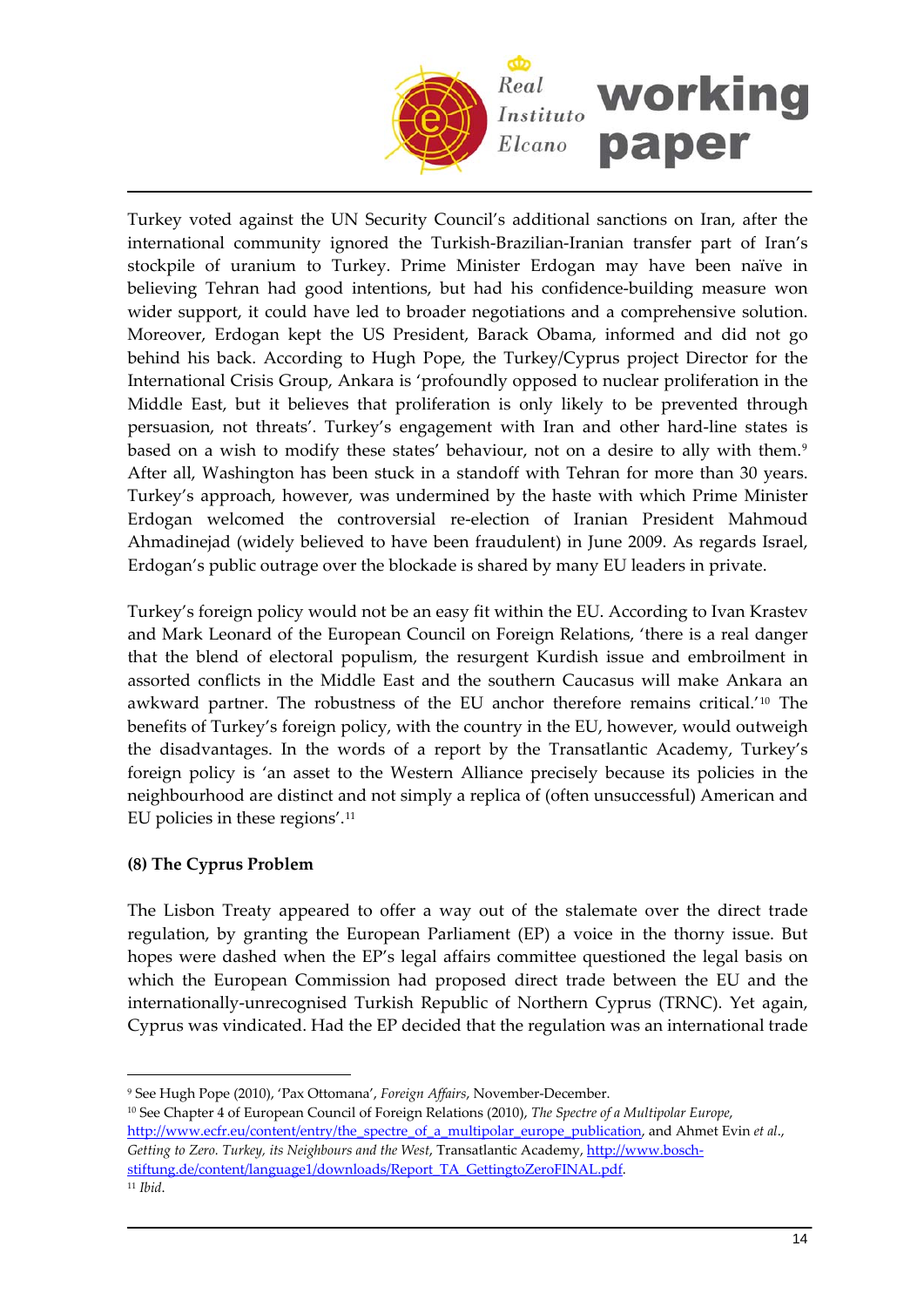Turkey voted against the UN Security Council's additional sanctions on Iran, after the international community ignored the Turkish-Brazilian-Iranian transfer part of Iran's stockpile of uranium to Turkey. Prime Minister Erdogan may have been naïve in believing Tehran had good intentions, but had his confidence-building measure won wider support, it could have led to broader negotiations and a comprehensive solution. Moreover, Erdogan kept the US President, Barack Obama, informed and did not go behind his back. According to Hugh Pope, the Turkey/Cyprus project Director for the International Crisis Group, Ankara is 'profoundly opposed to nuclear proliferation in the Middle East, but it believes that proliferation is only likely to be prevented through persuasion, not threats'. Turkey's engagement with Iran and other hard-line states is based on a wish to modify these states' behaviour, not on a desire to ally with them.[9] After all, Washington has been stuck in a standoff with Tehran for more than 30 years. Turkey's approach, however, was undermined by the haste with which Prime Minister Erdogan welcomed the controversial re-election of Iranian President Mahmoud Ahmadinejad (widely believed to have been fraudulent) in June 2009. As regards Israel, Erdogan's public outrage over the blockade is shared by many EU leaders in private.

Turkey's foreign policy would not be an easy fit within the EU. According to Ivan Krastev and Mark Leonard of the European Council on Foreign Relations, 'there is a real danger that the blend of electoral populism, the resurgent Kurdish issue and embroilment in assorted conflicts in the Middle East and the southern Caucasus will make Ankara an awkward partner. The robustness of the EU anchor therefore remains critical.'[10] The benefits of Turkey's foreign policy, with the country in the EU, however, would outweigh the disadvantages. In the words of a report by the Transatlantic Academy, Turkey's foreign policy is 'an asset to the Western Alliance precisely because its policies in the neighbourhood are distinct and not simply a replica of (often unsuccessful) American and EU policies in these regions'.[11]

**(8) The Cyprus Problem**

The Lisbon Treaty appeared to offer a way out of the stalemate over the direct trade regulation, by granting the European Parliament (EP) a voice in the thorny issue. But hopes were dashed when the EP's legal affairs committee questioned the legal basis on which the European Commission had proposed direct trade between the EU and the internationally-unrecognised Turkish Republic of Northern Cyprus (TRNC). Yet again, Cyprus was vindicated. Had the EP decided that the regulation was an international trade

---

[9] See Hugh Pope (2010), 'Pax Ottomana', *Foreign Affairs*, November-December.

[10] See Chapter 4 of European Council of Foreign Relations (2010), *The Spectre of a Multipolar Europe*, http://www.ecfr.eu/content/entry/the_spectre_of_a_multipolar_europe_publication, and Ahmet Evin *et al*., *Getting to Zero. Turkey, its Neighbours and the West*, Transatlantic Academy, http://www.bosch-stiftung.de/content/language1/downloads/Report_TA_GettingtoZeroFINAL.pdf.

[11] *Ibid*.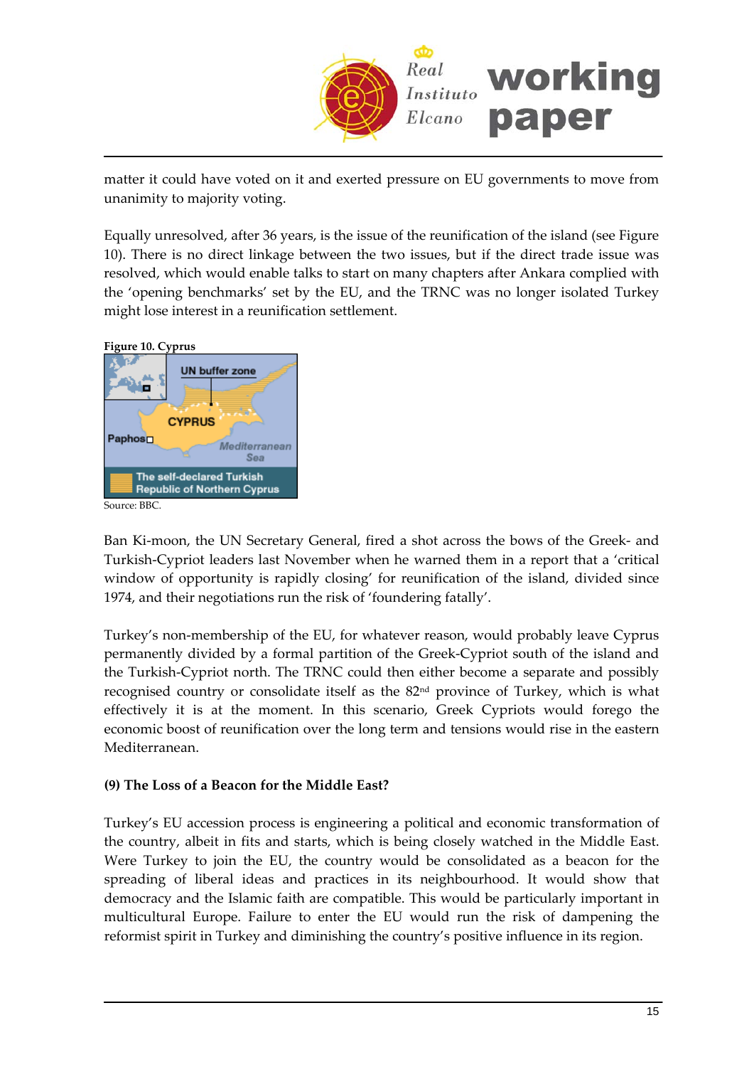matter it could have voted on it and exerted pressure on EU governments to move from unanimity to majority voting.

Equally unresolved, after 36 years, is the issue of the reunification of the island (see Figure 10). There is no direct linkage between the two issues, but if the direct trade issue was resolved, which would enable talks to start on many chapters after Ankara complied with the 'opening benchmarks' set by the EU, and the TRNC was no longer isolated Turkey might lose interest in a reunification settlement.

**Figure 10. Cyprus**

Source: BBC.

Ban Ki-moon, the UN Secretary General, fired a shot across the bows of the Greek- and Turkish-Cypriot leaders last November when he warned them in a report that a 'critical window of opportunity is rapidly closing' for reunification of the island, divided since 1974, and their negotiations run the risk of 'foundering fatally'.

Turkey's non-membership of the EU, for whatever reason, would probably leave Cyprus permanently divided by a formal partition of the Greek-Cypriot south of the island and the Turkish-Cypriot north. The TRNC could then either become a separate and possibly recognised country or consolidate itself as the 82nd province of Turkey, which is what effectively it is at the moment. In this scenario, Greek Cypriots would forego the economic boost of reunification over the long term and tensions would rise in the eastern Mediterranean.

**(9) The Loss of a Beacon for the Middle East?**

Turkey's EU accession process is engineering a political and economic transformation of the country, albeit in fits and starts, which is being closely watched in the Middle East. Were Turkey to join the EU, the country would be consolidated as a beacon for the spreading of liberal ideas and practices in its neighbourhood. It would show that democracy and the Islamic faith are compatible. This would be particularly important in multicultural Europe. Failure to enter the EU would run the risk of dampening the reformist spirit in Turkey and diminishing the country's positive influence in its region.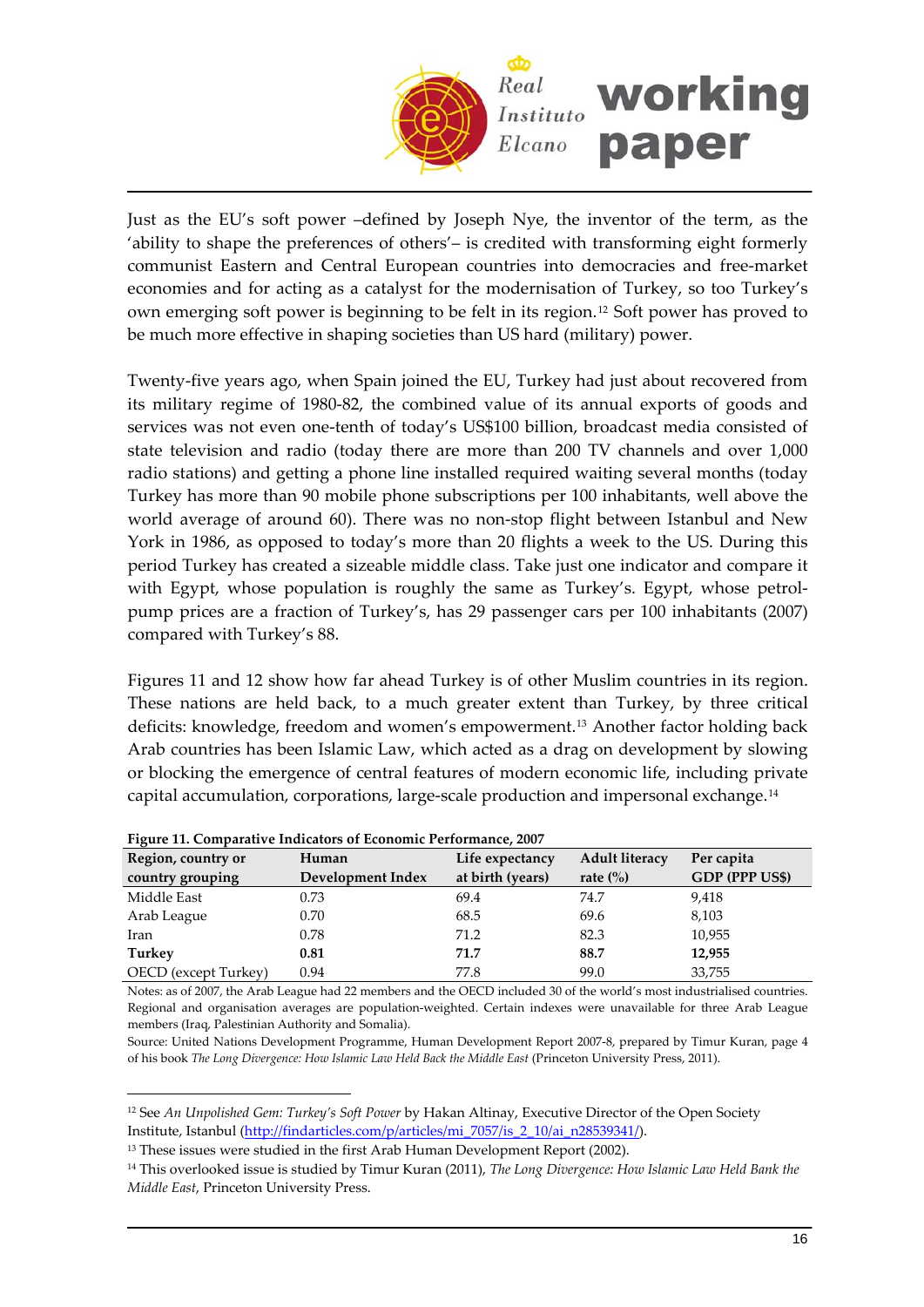Just as the EU's soft power –defined by Joseph Nye, the inventor of the term, as the 'ability to shape the preferences of others'– is credited with transforming eight formerly communist Eastern and Central European countries into democracies and free-market economies and for acting as a catalyst for the modernisation of Turkey, so too Turkey's own emerging soft power is beginning to be felt in its region.[12] Soft power has proved to be much more effective in shaping societies than US hard (military) power.

Twenty-five years ago, when Spain joined the EU, Turkey had just about recovered from its military regime of 1980-82, the combined value of its annual exports of goods and services was not even one-tenth of today's US$100 billion, broadcast media consisted of state television and radio (today there are more than 200 TV channels and over 1,000 radio stations) and getting a phone line installed required waiting several months (today Turkey has more than 90 mobile phone subscriptions per 100 inhabitants, well above the world average of around 60). There was no non-stop flight between Istanbul and New York in 1986, as opposed to today's more than 20 flights a week to the US. During this period Turkey has created a sizeable middle class. Take just one indicator and compare it with Egypt, whose population is roughly the same as Turkey's. Egypt, whose petrol-pump prices are a fraction of Turkey's, has 29 passenger cars per 100 inhabitants (2007) compared with Turkey's 88.

Figures 11 and 12 show how far ahead Turkey is of other Muslim countries in its region. These nations are held back, to a much greater extent than Turkey, by three critical deficits: knowledge, freedom and women's empowerment.[13] Another factor holding back Arab countries has been Islamic Law, which acted as a drag on development by slowing or blocking the emergence of central features of modern economic life, including private capital accumulation, corporations, large-scale production and impersonal exchange.[14]

**Figure 11. Comparative Indicators of Economic Performance, 2007**

| Region, country or country grouping | Human Development Index | Life expectancy at birth (years) | Adult literacy rate (%) | Per capita GDP (PPP US$) |
|---|---|---|---|---|
| Middle East | 0.73 | 69.4 | 74.7 | 9,418 |
| Arab League | 0.70 | 68.5 | 69.6 | 8,103 |
| Iran | 0.78 | 71.2 | 82.3 | 10,955 |
| **Turkey** | **0.81** | **71.7** | **88.7** | **12,955** |
| OECD (except Turkey) | 0.94 | 77.8 | 99.0 | 33,755 |

Notes: as of 2007, the Arab League had 22 members and the OECD included 30 of the world's most industrialised countries. Regional and organisation averages are population-weighted. Certain indexes were unavailable for three Arab League members (Iraq, Palestinian Authority and Somalia).

Source: United Nations Development Programme, Human Development Report 2007-8, prepared by Timur Kuran, page 4 of his book *The Long Divergence: How Islamic Law Held Back the Middle East* (Princeton University Press, 2011).

---

[12] See *An Unpolished Gem: Turkey's Soft Power* by Hakan Altinay, Executive Director of the Open Society Institute, Istanbul (http://findarticles.com/p/articles/mi_7057/is_2_10/ai_n28539341/).

[13] These issues were studied in the first Arab Human Development Report (2002).

[14] This overlooked issue is studied by Timur Kuran (2011), *The Long Divergence: How Islamic Law Held Bank the Middle East*, Princeton University Press.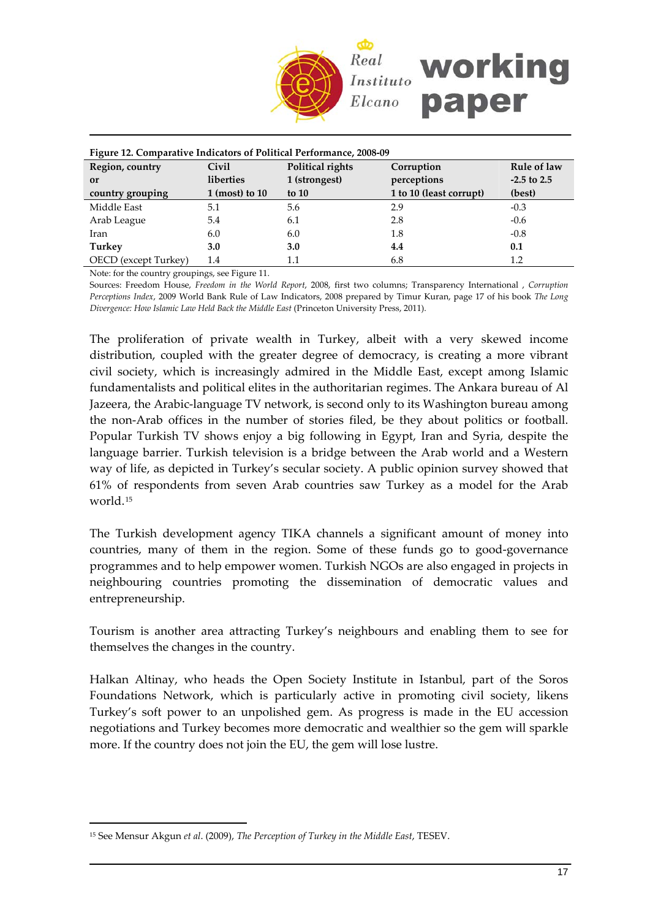**Figure 12. Comparative Indicators of Political Performance, 2008-09**

| Region, country or country grouping | Civil liberties 1 (most) to 10 | Political rights 1 (strongest) to 10 | Corruption perceptions 1 to 10 (least corrupt) | Rule of law -2.5 to 2.5 (best) |
|---|---|---|---|---|
| Middle East | 5.1 | 5.6 | 2.9 | -0.3 |
| Arab League | 5.4 | 6.1 | 2.8 | -0.6 |
| Iran | 6.0 | 6.0 | 1.8 | -0.8 |
| **Turkey** | **3.0** | **3.0** | **4.4** | **0.1** |
| OECD (except Turkey) | 1.4 | 1.1 | 6.8 | 1.2 |

Note: for the country groupings, see Figure 11.

Sources: Freedom House, *Freedom in the World Report*, 2008, first two columns; Transparency International , *Corruption Perceptions Index*, 2009 World Bank Rule of Law Indicators, 2008 prepared by Timur Kuran, page 17 of his book *The Long Divergence: How Islamic Law Held Back the Middle East* (Princeton University Press, 2011).

The proliferation of private wealth in Turkey, albeit with a very skewed income distribution, coupled with the greater degree of democracy, is creating a more vibrant civil society, which is increasingly admired in the Middle East, except among Islamic fundamentalists and political elites in the authoritarian regimes. The Ankara bureau of Al Jazeera, the Arabic-language TV network, is second only to its Washington bureau among the non-Arab offices in the number of stories filed, be they about politics or football. Popular Turkish TV shows enjoy a big following in Egypt, Iran and Syria, despite the language barrier. Turkish television is a bridge between the Arab world and a Western way of life, as depicted in Turkey's secular society. A public opinion survey showed that 61% of respondents from seven Arab countries saw Turkey as a model for the Arab world.[15]

The Turkish development agency TIKA channels a significant amount of money into countries, many of them in the region. Some of these funds go to good-governance programmes and to help empower women. Turkish NGOs are also engaged in projects in neighbouring countries promoting the dissemination of democratic values and entrepreneurship.

Tourism is another area attracting Turkey's neighbours and enabling them to see for themselves the changes in the country.

Halkan Altinay, who heads the Open Society Institute in Istanbul, part of the Soros Foundations Network, which is particularly active in promoting civil society, likens Turkey's soft power to an unpolished gem. As progress is made in the EU accession negotiations and Turkey becomes more democratic and wealthier so the gem will sparkle more. If the country does not join the EU, the gem will lose lustre.

[15] See Mensur Akgun *et al*. (2009), *The Perception of Turkey in the Middle East*, TESEV.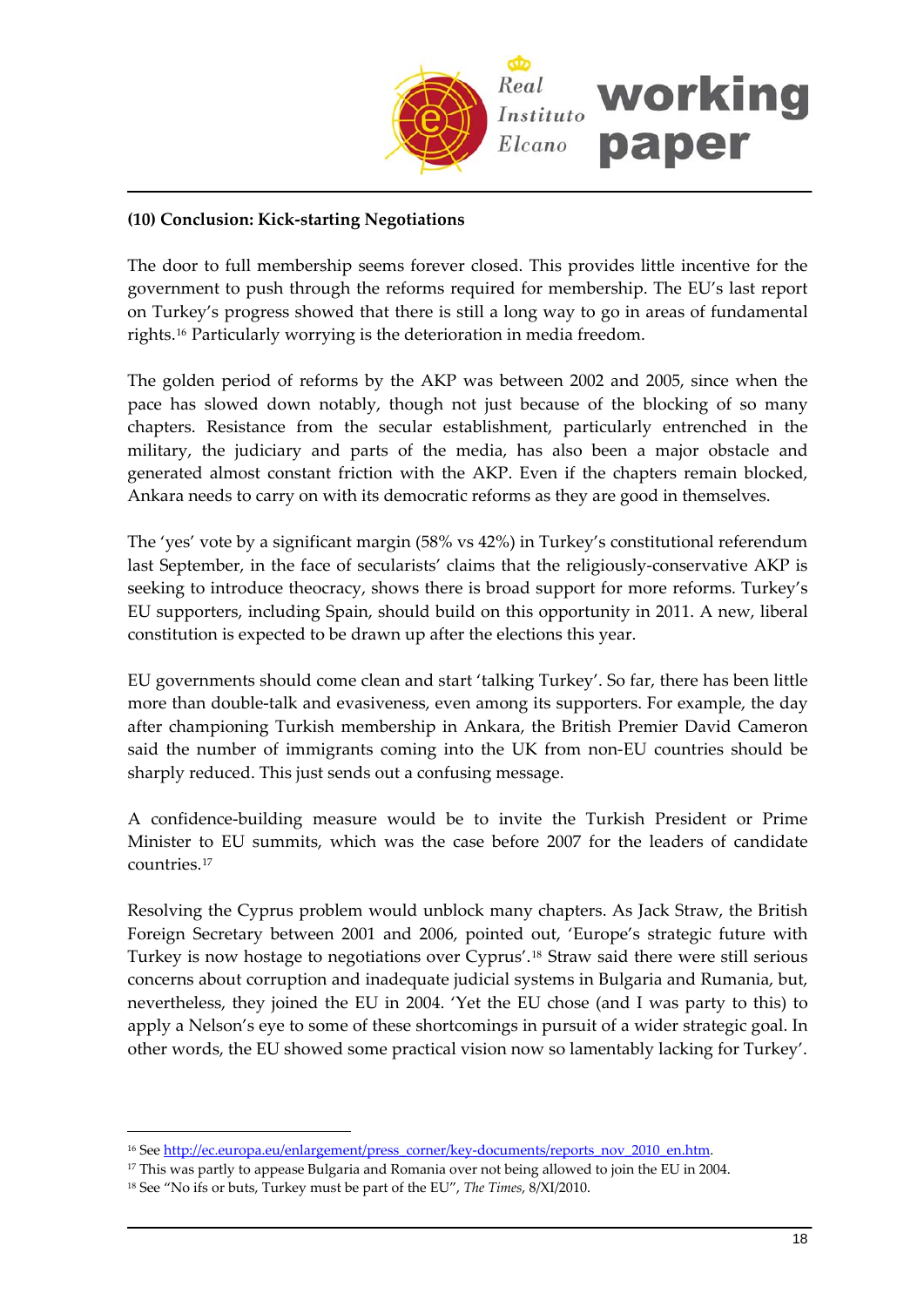**(10) Conclusion: Kick-starting Negotiations**

The door to full membership seems forever closed. This provides little incentive for the government to push through the reforms required for membership. The EU's last report on Turkey's progress showed that there is still a long way to go in areas of fundamental rights.[16] Particularly worrying is the deterioration in media freedom.

The golden period of reforms by the AKP was between 2002 and 2005, since when the pace has slowed down notably, though not just because of the blocking of so many chapters. Resistance from the secular establishment, particularly entrenched in the military, the judiciary and parts of the media, has also been a major obstacle and generated almost constant friction with the AKP. Even if the chapters remain blocked, Ankara needs to carry on with its democratic reforms as they are good in themselves.

The 'yes' vote by a significant margin (58% vs 42%) in Turkey's constitutional referendum last September, in the face of secularists' claims that the religiously-conservative AKP is seeking to introduce theocracy, shows there is broad support for more reforms. Turkey's EU supporters, including Spain, should build on this opportunity in 2011. A new, liberal constitution is expected to be drawn up after the elections this year.

EU governments should come clean and start 'talking Turkey'. So far, there has been little more than double-talk and evasiveness, even among its supporters. For example, the day after championing Turkish membership in Ankara, the British Premier David Cameron said the number of immigrants coming into the UK from non-EU countries should be sharply reduced. This just sends out a confusing message.

A confidence-building measure would be to invite the Turkish President or Prime Minister to EU summits, which was the case before 2007 for the leaders of candidate countries.[17]

Resolving the Cyprus problem would unblock many chapters. As Jack Straw, the British Foreign Secretary between 2001 and 2006, pointed out, 'Europe's strategic future with Turkey is now hostage to negotiations over Cyprus'.[18] Straw said there were still serious concerns about corruption and inadequate judicial systems in Bulgaria and Rumania, but, nevertheless, they joined the EU in 2004. 'Yet the EU chose (and I was party to this) to apply a Nelson's eye to some of these shortcomings in pursuit of a wider strategic goal. In other words, the EU showed some practical vision now so lamentably lacking for Turkey'.

---

[16] See http://ec.europa.eu/enlargement/press_corner/key-documents/reports_nov_2010_en.htm.

[17] This was partly to appease Bulgaria and Romania over not being allowed to join the EU in 2004.

[18] See "No ifs or buts, Turkey must be part of the EU", *The Times*, 8/XI/2010.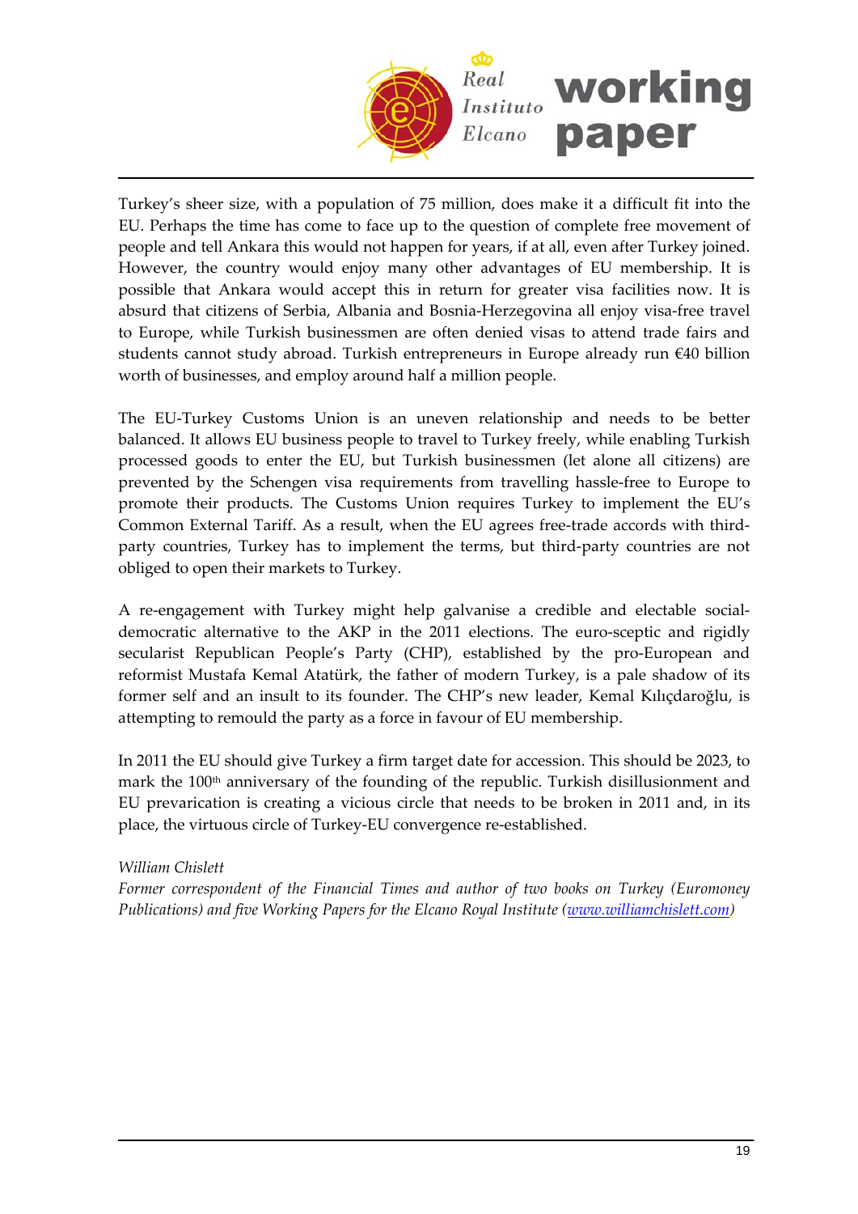Turkey's sheer size, with a population of 75 million, does make it a difficult fit into the EU. Perhaps the time has come to face up to the question of complete free movement of people and tell Ankara this would not happen for years, if at all, even after Turkey joined. However, the country would enjoy many other advantages of EU membership. It is possible that Ankara would accept this in return for greater visa facilities now. It is absurd that citizens of Serbia, Albania and Bosnia-Herzegovina all enjoy visa-free travel to Europe, while Turkish businessmen are often denied visas to attend trade fairs and students cannot study abroad. Turkish entrepreneurs in Europe already run €40 billion worth of businesses, and employ around half a million people.

The EU-Turkey Customs Union is an uneven relationship and needs to be better balanced. It allows EU business people to travel to Turkey freely, while enabling Turkish processed goods to enter the EU, but Turkish businessmen (let alone all citizens) are prevented by the Schengen visa requirements from travelling hassle-free to Europe to promote their products. The Customs Union requires Turkey to implement the EU's Common External Tariff. As a result, when the EU agrees free-trade accords with third-party countries, Turkey has to implement the terms, but third-party countries are not obliged to open their markets to Turkey.

A re-engagement with Turkey might help galvanise a credible and electable social-democratic alternative to the AKP in the 2011 elections. The euro-sceptic and rigidly secularist Republican People's Party (CHP), established by the pro-European and reformist Mustafa Kemal Atatürk, the father of modern Turkey, is a pale shadow of its former self and an insult to its founder. The CHP's new leader, Kemal Kılıçdaroğlu, is attempting to remould the party as a force in favour of EU membership.

In 2011 the EU should give Turkey a firm target date for accession. This should be 2023, to mark the 100th anniversary of the founding of the republic. Turkish disillusionment and EU prevarication is creating a vicious circle that needs to be broken in 2011 and, in its place, the virtuous circle of Turkey-EU convergence re-established.

*William Chislett*
*Former correspondent of the Financial Times and author of two books on Turkey (Euromoney Publications) and five Working Papers for the Elcano Royal Institute ([www.williamchislett.com](http://www.williamchislett.com))*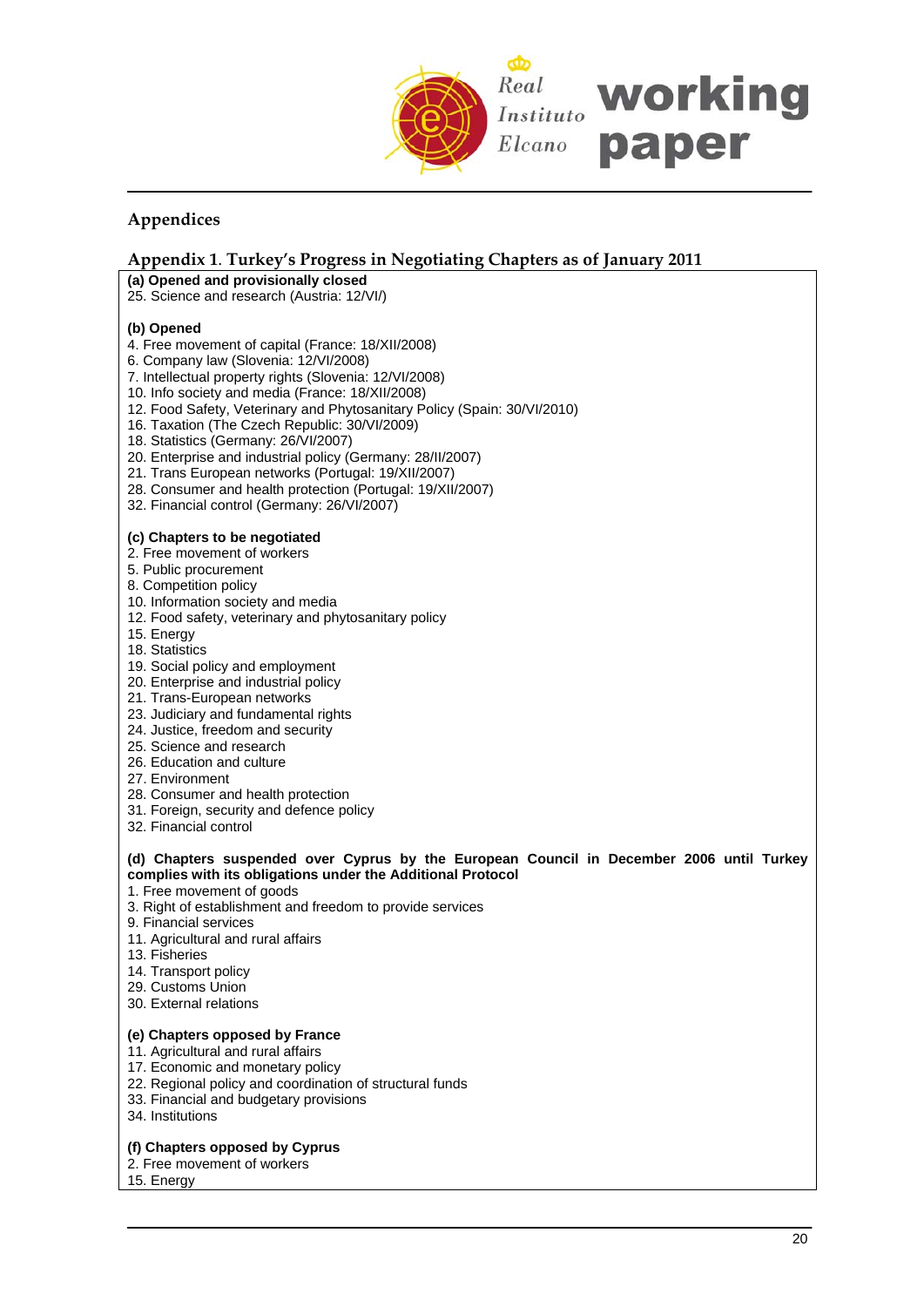## Appendices

### Appendix 1. Turkey's Progress in Negotiating Chapters as of January 2011

**(a) Opened and provisionally closed**

25. Science and research (Austria: 12/VI/)

**(b) Opened**

4. Free movement of capital (France: 18/XII/2008)
6. Company law (Slovenia: 12/VI/2008)
7. Intellectual property rights (Slovenia: 12/VI/2008)
10. Info society and media (France: 18/XII/2008)
12. Food Safety, Veterinary and Phytosanitary Policy (Spain: 30/VI/2010)
16. Taxation (The Czech Republic: 30/VI/2009)
18. Statistics (Germany: 26/VI/2007)
20. Enterprise and industrial policy (Germany: 28/II/2007)
21. Trans European networks (Portugal: 19/XII/2007)
28. Consumer and health protection (Portugal: 19/XII/2007)
32. Financial control (Germany: 26/VI/2007)

**(c) Chapters to be negotiated**

2. Free movement of workers
5. Public procurement
8. Competition policy
10. Information society and media
12. Food safety, veterinary and phytosanitary policy
15. Energy
18. Statistics
19. Social policy and employment
20. Enterprise and industrial policy
21. Trans-European networks
23. Judiciary and fundamental rights
24. Justice, freedom and security
25. Science and research
26. Education and culture
27. Environment
28. Consumer and health protection
31. Foreign, security and defence policy
32. Financial control

**(d) Chapters suspended over Cyprus by the European Council in December 2006 until Turkey complies with its obligations under the Additional Protocol**

1. Free movement of goods
3. Right of establishment and freedom to provide services
9. Financial services
11. Agricultural and rural affairs
13. Fisheries
14. Transport policy
29. Customs Union
30. External relations

**(e) Chapters opposed by France**

11. Agricultural and rural affairs
17. Economic and monetary policy
22. Regional policy and coordination of structural funds
33. Financial and budgetary provisions
34. Institutions

**(f) Chapters opposed by Cyprus**

2. Free movement of workers
15. Energy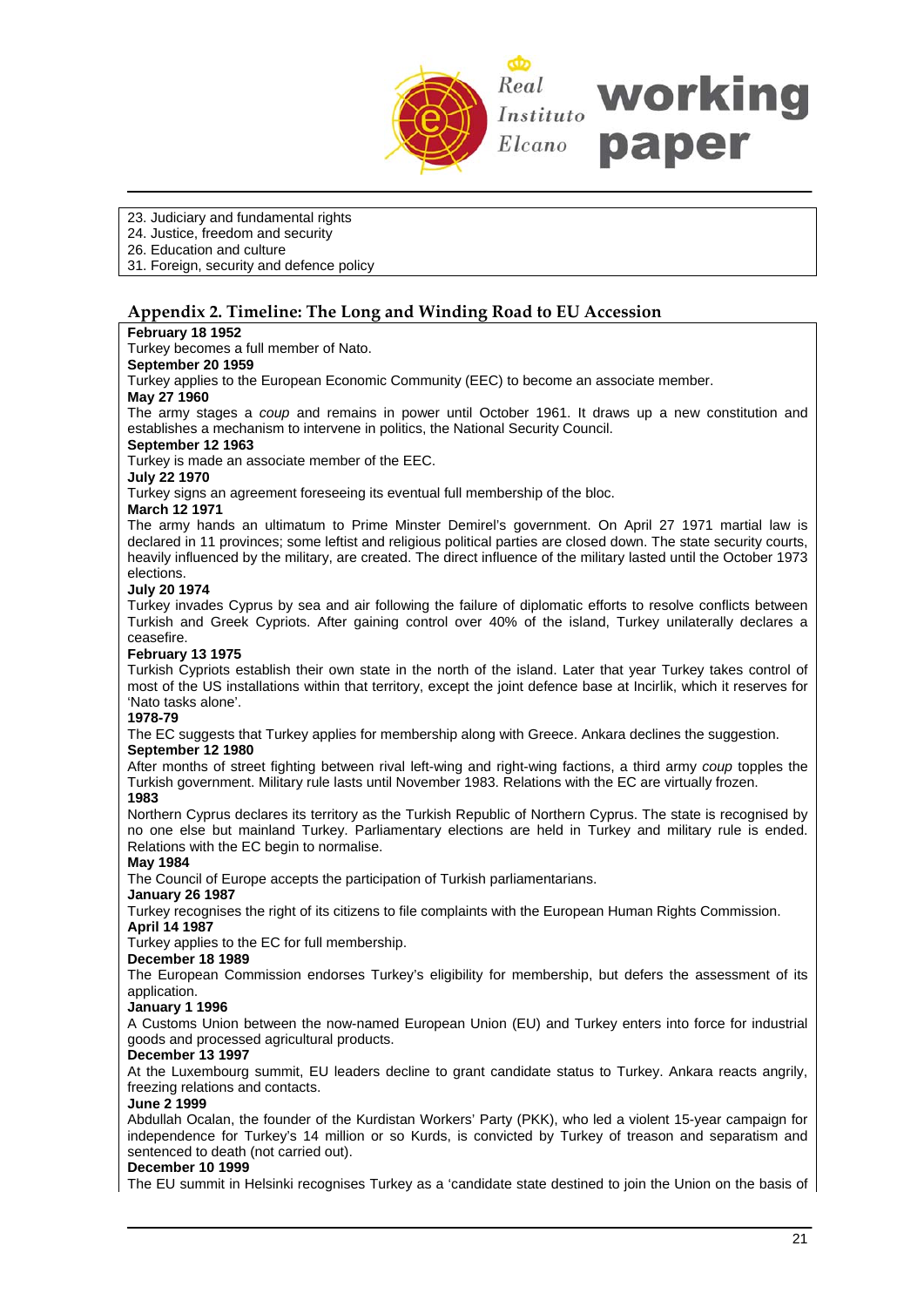23. Judiciary and fundamental rights
24. Justice, freedom and security
26. Education and culture
31. Foreign, security and defence policy

## Appendix 2. Timeline: The Long and Winding Road to EU Accession

**February 18 1952**
Turkey becomes a full member of Nato.

**September 20 1959**
Turkey applies to the European Economic Community (EEC) to become an associate member.

**May 27 1960**
The army stages a *coup* and remains in power until October 1961. It draws up a new constitution and establishes a mechanism to intervene in politics, the National Security Council.

**September 12 1963**
Turkey is made an associate member of the EEC.

**July 22 1970**
Turkey signs an agreement foreseeing its eventual full membership of the bloc.

**March 12 1971**
The army hands an ultimatum to Prime Minster Demirel's government. On April 27 1971 martial law is declared in 11 provinces; some leftist and religious political parties are closed down. The state security courts, heavily influenced by the military, are created. The direct influence of the military lasted until the October 1973 elections.

**July 20 1974**
Turkey invades Cyprus by sea and air following the failure of diplomatic efforts to resolve conflicts between Turkish and Greek Cypriots. After gaining control over 40% of the island, Turkey unilaterally declares a ceasefire.

**February 13 1975**
Turkish Cypriots establish their own state in the north of the island. Later that year Turkey takes control of most of the US installations within that territory, except the joint defence base at Incirlik, which it reserves for 'Nato tasks alone'.

**1978-79**
The EC suggests that Turkey applies for membership along with Greece. Ankara declines the suggestion.

**September 12 1980**
After months of street fighting between rival left-wing and right-wing factions, a third army *coup* topples the Turkish government. Military rule lasts until November 1983. Relations with the EC are virtually frozen.

**1983**
Northern Cyprus declares its territory as the Turkish Republic of Northern Cyprus. The state is recognised by no one else but mainland Turkey. Parliamentary elections are held in Turkey and military rule is ended. Relations with the EC begin to normalise.

**May 1984**
The Council of Europe accepts the participation of Turkish parliamentarians.

**January 26 1987**
Turkey recognises the right of its citizens to file complaints with the European Human Rights Commission.

**April 14 1987**
Turkey applies to the EC for full membership.

**December 18 1989**
The European Commission endorses Turkey's eligibility for membership, but defers the assessment of its application.

**January 1 1996**
A Customs Union between the now-named European Union (EU) and Turkey enters into force for industrial goods and processed agricultural products.

**December 13 1997**
At the Luxembourg summit, EU leaders decline to grant candidate status to Turkey. Ankara reacts angrily, freezing relations and contacts.

**June 2 1999**
Abdullah Ocalan, the founder of the Kurdistan Workers' Party (PKK), who led a violent 15-year campaign for independence for Turkey's 14 million or so Kurds, is convicted by Turkey of treason and separatism and sentenced to death (not carried out).

**December 10 1999**
The EU summit in Helsinki recognises Turkey as a 'candidate state destined to join the Union on the basis of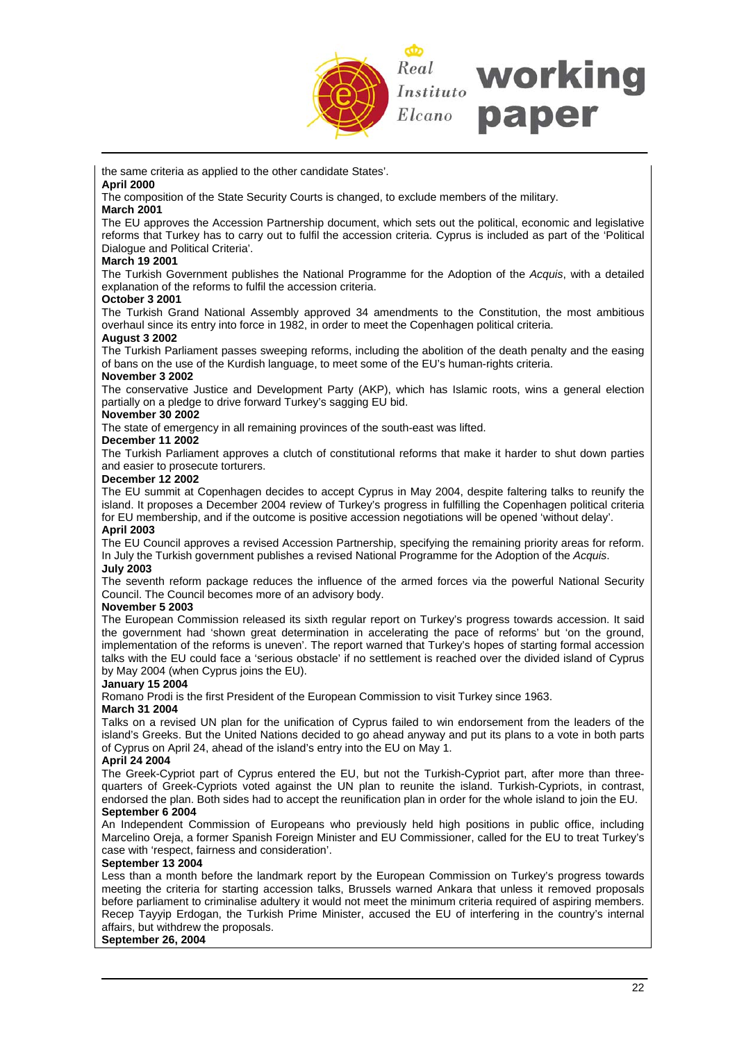the same criteria as applied to the other candidate States'.

**April 2000**

The composition of the State Security Courts is changed, to exclude members of the military.

**March 2001**

The EU approves the Accession Partnership document, which sets out the political, economic and legislative reforms that Turkey has to carry out to fulfil the accession criteria. Cyprus is included as part of the 'Political Dialogue and Political Criteria'.

**March 19 2001**

The Turkish Government publishes the National Programme for the Adoption of the *Acquis*, with a detailed explanation of the reforms to fulfil the accession criteria.

**October 3 2001**

The Turkish Grand National Assembly approved 34 amendments to the Constitution, the most ambitious overhaul since its entry into force in 1982, in order to meet the Copenhagen political criteria.

**August 3 2002**

The Turkish Parliament passes sweeping reforms, including the abolition of the death penalty and the easing of bans on the use of the Kurdish language, to meet some of the EU's human-rights criteria.

**November 3 2002**

The conservative Justice and Development Party (AKP), which has Islamic roots, wins a general election partially on a pledge to drive forward Turkey's sagging EU bid.

**November 30 2002**

The state of emergency in all remaining provinces of the south-east was lifted.

**December 11 2002**

The Turkish Parliament approves a clutch of constitutional reforms that make it harder to shut down parties and easier to prosecute torturers.

**December 12 2002**

The EU summit at Copenhagen decides to accept Cyprus in May 2004, despite faltering talks to reunify the island. It proposes a December 2004 review of Turkey's progress in fulfilling the Copenhagen political criteria for EU membership, and if the outcome is positive accession negotiations will be opened 'without delay'.

**April 2003**

The EU Council approves a revised Accession Partnership, specifying the remaining priority areas for reform. In July the Turkish government publishes a revised National Programme for the Adoption of the *Acquis*.

**July 2003**

The seventh reform package reduces the influence of the armed forces via the powerful National Security Council. The Council becomes more of an advisory body.

**November 5 2003**

The European Commission released its sixth regular report on Turkey's progress towards accession. It said the government had 'shown great determination in accelerating the pace of reforms' but 'on the ground, implementation of the reforms is uneven'. The report warned that Turkey's hopes of starting formal accession talks with the EU could face a 'serious obstacle' if no settlement is reached over the divided island of Cyprus by May 2004 (when Cyprus joins the EU).

**January 15 2004**

Romano Prodi is the first President of the European Commission to visit Turkey since 1963.

**March 31 2004**

Talks on a revised UN plan for the unification of Cyprus failed to win endorsement from the leaders of the island's Greeks. But the United Nations decided to go ahead anyway and put its plans to a vote in both parts of Cyprus on April 24, ahead of the island's entry into the EU on May 1.

**April 24 2004**

The Greek-Cypriot part of Cyprus entered the EU, but not the Turkish-Cypriot part, after more than three-quarters of Greek-Cypriots voted against the UN plan to reunite the island. Turkish-Cypriots, in contrast, endorsed the plan. Both sides had to accept the reunification plan in order for the whole island to join the EU.

**September 6 2004**

An Independent Commission of Europeans who previously held high positions in public office, including Marcelino Oreja, a former Spanish Foreign Minister and EU Commissioner, called for the EU to treat Turkey's case with 'respect, fairness and consideration'.

**September 13 2004**

Less than a month before the landmark report by the European Commission on Turkey's progress towards meeting the criteria for starting accession talks, Brussels warned Ankara that unless it removed proposals before parliament to criminalise adultery it would not meet the minimum criteria required of aspiring members. Recep Tayyip Erdogan, the Turkish Prime Minister, accused the EU of interfering in the country's internal affairs, but withdrew the proposals.

**September 26, 2004**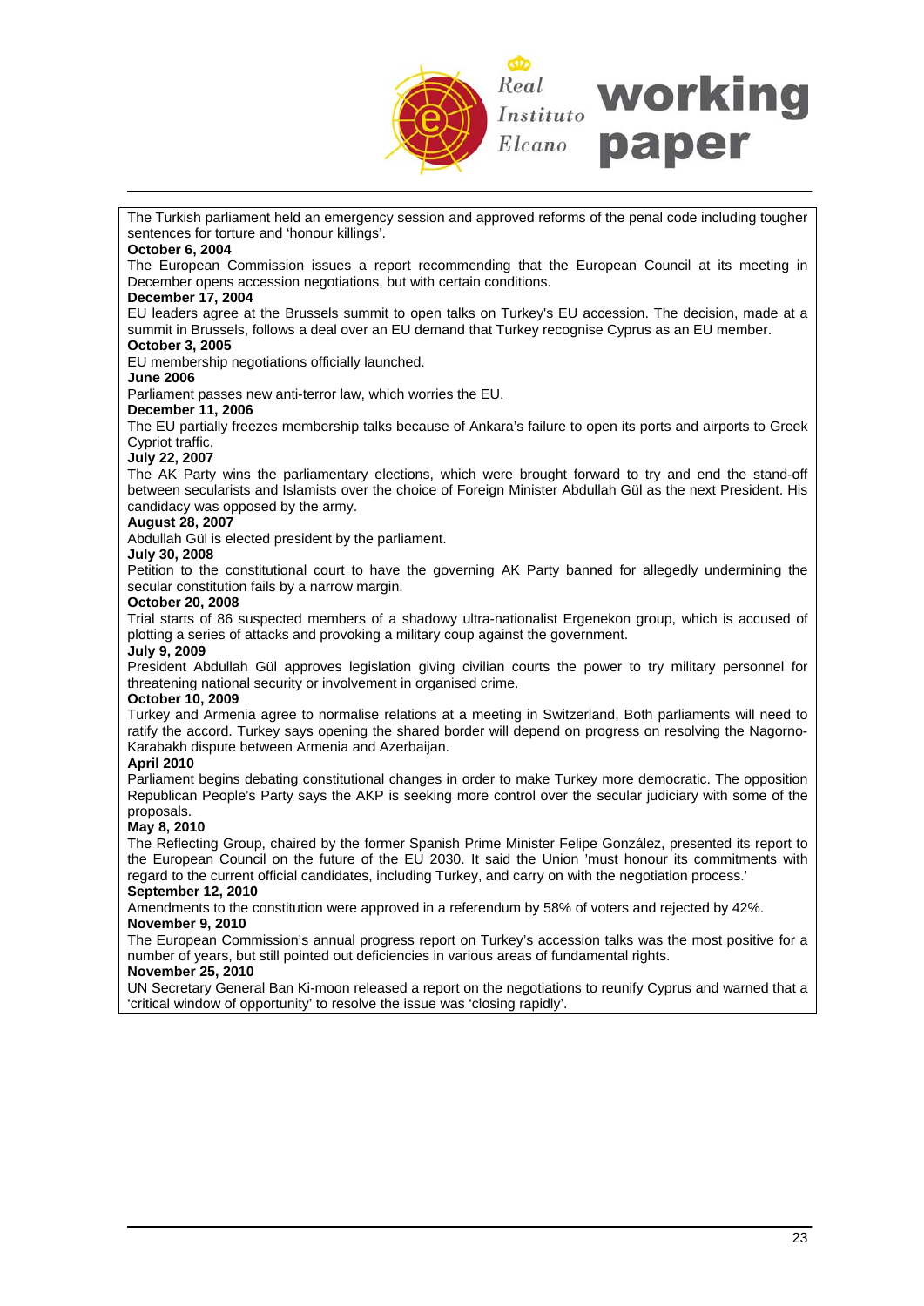The Turkish parliament held an emergency session and approved reforms of the penal code including tougher sentences for torture and 'honour killings'.

**October 6, 2004**

The European Commission issues a report recommending that the European Council at its meeting in December opens accession negotiations, but with certain conditions.

**December 17, 2004**

EU leaders agree at the Brussels summit to open talks on Turkey's EU accession. The decision, made at a summit in Brussels, follows a deal over an EU demand that Turkey recognise Cyprus as an EU member.

**October 3, 2005**

EU membership negotiations officially launched.

**June 2006**

Parliament passes new anti-terror law, which worries the EU.

**December 11, 2006**

The EU partially freezes membership talks because of Ankara's failure to open its ports and airports to Greek Cypriot traffic.

**July 22, 2007**

The AK Party wins the parliamentary elections, which were brought forward to try and end the stand-off between secularists and Islamists over the choice of Foreign Minister Abdullah Gül as the next President. His candidacy was opposed by the army.

**August 28, 2007**

Abdullah Gül is elected president by the parliament.

**July 30, 2008**

Petition to the constitutional court to have the governing AK Party banned for allegedly undermining the secular constitution fails by a narrow margin.

**October 20, 2008**

Trial starts of 86 suspected members of a shadowy ultra-nationalist Ergenekon group, which is accused of plotting a series of attacks and provoking a military coup against the government.

**July 9, 2009**

President Abdullah Gül approves legislation giving civilian courts the power to try military personnel for threatening national security or involvement in organised crime.

**October 10, 2009**

Turkey and Armenia agree to normalise relations at a meeting in Switzerland, Both parliaments will need to ratify the accord. Turkey says opening the shared border will depend on progress on resolving the Nagorno-Karabakh dispute between Armenia and Azerbaijan.

**April 2010**

Parliament begins debating constitutional changes in order to make Turkey more democratic. The opposition Republican People's Party says the AKP is seeking more control over the secular judiciary with some of the proposals.

**May 8, 2010**

The Reflecting Group, chaired by the former Spanish Prime Minister Felipe González, presented its report to the European Council on the future of the EU 2030. It said the Union 'must honour its commitments with regard to the current official candidates, including Turkey, and carry on with the negotiation process.'

**September 12, 2010**

Amendments to the constitution were approved in a referendum by 58% of voters and rejected by 42%.

**November 9, 2010**

The European Commission's annual progress report on Turkey's accession talks was the most positive for a number of years, but still pointed out deficiencies in various areas of fundamental rights.

**November 25, 2010**

UN Secretary General Ban Ki-moon released a report on the negotiations to reunify Cyprus and warned that a 'critical window of opportunity' to resolve the issue was 'closing rapidly'.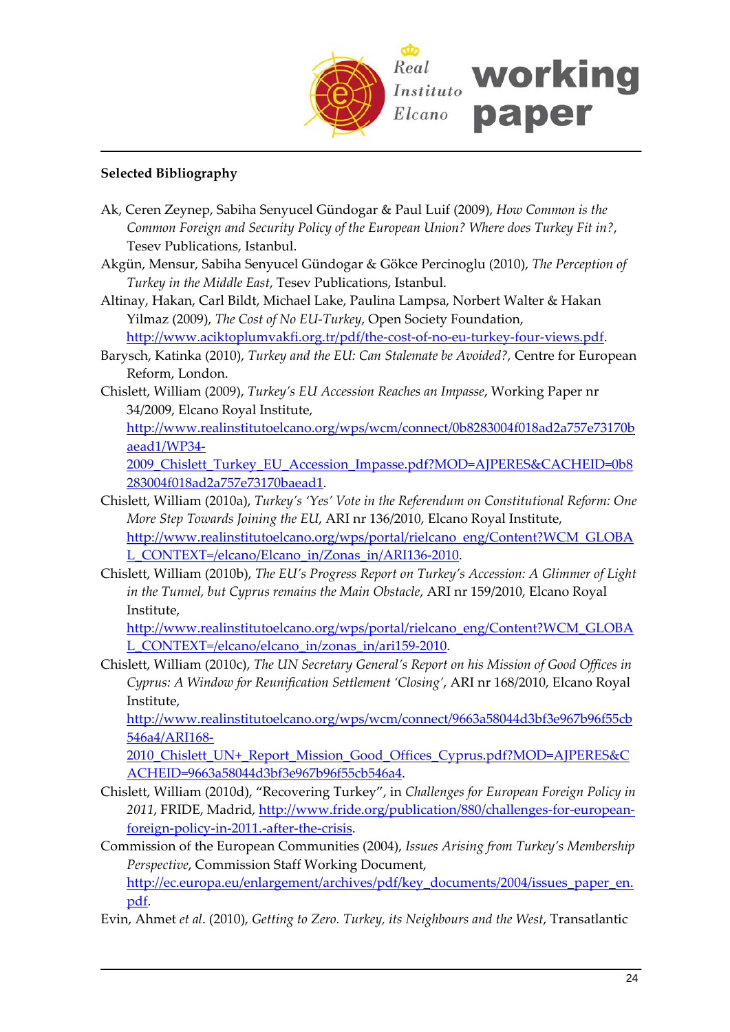**Selected Bibliography**

Ak, Ceren Zeynep, Sabiha Senyucel Gündogar & Paul Luif (2009), *How Common is the Common Foreign and Security Policy of the European Union? Where does Turkey Fit in?*, Tesev Publications, Istanbul.

Akgün, Mensur, Sabiha Senyucel Gündogar & Gökce Percinoglu (2010), *The Perception of Turkey in the Middle East*, Tesev Publications, Istanbul.

Altinay, Hakan, Carl Bildt, Michael Lake, Paulina Lampsa, Norbert Walter & Hakan Yilmaz (2009), *The Cost of No EU-Turkey*, Open Society Foundation, http://www.aciktoplumvakfi.org.tr/pdf/the-cost-of-no-eu-turkey-four-views.pdf.

Barysch, Katinka (2010), *Turkey and the EU: Can Stalemate be Avoided?*, Centre for European Reform, London.

Chislett, William (2009), *Turkey's EU Accession Reaches an Impasse*, Working Paper nr 34/2009, Elcano Royal Institute, http://www.realinstitutoelcano.org/wps/wcm/connect/0b8283004f018ad2a757e73170baead1/WP34-2009_Chislett_Turkey_EU_Accession_Impasse.pdf?MOD=AJPERES&CACHEID=0b8283004f018ad2a757e73170baead1.

Chislett, William (2010a), *Turkey's 'Yes' Vote in the Referendum on Constitutional Reform: One More Step Towards Joining the EU*, ARI nr 136/2010, Elcano Royal Institute, http://www.realinstitutoelcano.org/wps/portal/rielcano_eng/Content?WCM_GLOBAL_CONTEXT=/elcano/Elcano_in/Zonas_in/ARI136-2010.

Chislett, William (2010b), *The EU's Progress Report on Turkey's Accession: A Glimmer of Light in the Tunnel, but Cyprus remains the Main Obstacle*, ARI nr 159/2010, Elcano Royal Institute, http://www.realinstitutoelcano.org/wps/portal/rielcano_eng/Content?WCM_GLOBAL_CONTEXT=/elcano/elcano_in/zonas_in/ari159-2010.

Chislett, William (2010c), *The UN Secretary General's Report on his Mission of Good Offices in Cyprus: A Window for Reunification Settlement 'Closing'*, ARI nr 168/2010, Elcano Royal Institute, http://www.realinstitutoelcano.org/wps/wcm/connect/9663a58044d3bf3e967b96f55cb546a4/ARI168-2010_Chislett_UN+_Report_Mission_Good_Offices_Cyprus.pdf?MOD=AJPERES&CACHEID=9663a58044d3bf3e967b96f55cb546a4.

Chislett, William (2010d), "Recovering Turkey", in *Challenges for European Foreign Policy in 2011*, FRIDE, Madrid, http://www.fride.org/publication/880/challenges-for-european-foreign-policy-in-2011.-after-the-crisis.

Commission of the European Communities (2004), *Issues Arising from Turkey's Membership Perspective*, Commission Staff Working Document, http://ec.europa.eu/enlargement/archives/pdf/key_documents/2004/issues_paper_en.pdf.

Evin, Ahmet *et al*. (2010), *Getting to Zero. Turkey, its Neighbours and the West*, Transatlantic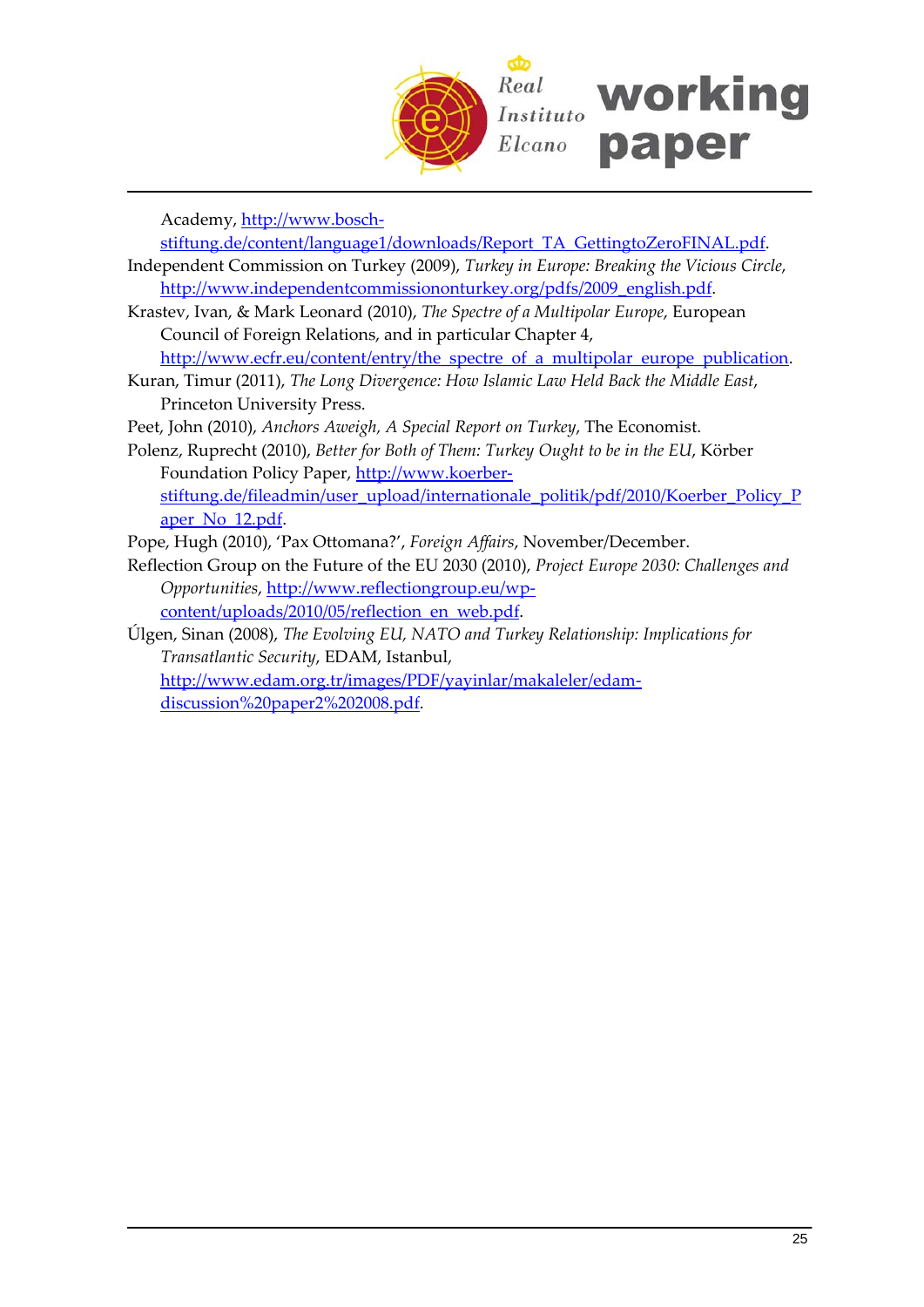Academy, http://www.bosch-stiftung.de/content/language1/downloads/Report_TA_GettingtoZeroFINAL.pdf.

Independent Commission on Turkey (2009), *Turkey in Europe: Breaking the Vicious Circle*, http://www.independentcommissiononturkey.org/pdfs/2009_english.pdf.

Krastev, Ivan, & Mark Leonard (2010), *The Spectre of a Multipolar Europe*, European Council of Foreign Relations, and in particular Chapter 4, http://www.ecfr.eu/content/entry/the_spectre_of_a_multipolar_europe_publication.

Kuran, Timur (2011), *The Long Divergence: How Islamic Law Held Back the Middle East*, Princeton University Press.

Peet, John (2010), *Anchors Aweigh, A Special Report on Turkey*, The Economist.

Polenz, Ruprecht (2010), *Better for Both of Them: Turkey Ought to be in the EU*, Körber Foundation Policy Paper, http://www.koerber-stiftung.de/fileadmin/user_upload/internationale_politik/pdf/2010/Koerber_Policy_Paper_No_12.pdf.

Pope, Hugh (2010), 'Pax Ottomana?', *Foreign Affairs*, November/December.

Reflection Group on the Future of the EU 2030 (2010), *Project Europe 2030: Challenges and Opportunities*, http://www.reflectiongroup.eu/wp-content/uploads/2010/05/reflection_en_web.pdf.

Úlgen, Sinan (2008), *The Evolving EU, NATO and Turkey Relationship: Implications for Transatlantic Security*, EDAM, Istanbul, http://www.edam.org.tr/images/PDF/yayinlar/makaleler/edam-discussion%20paper2%202008.pdf.